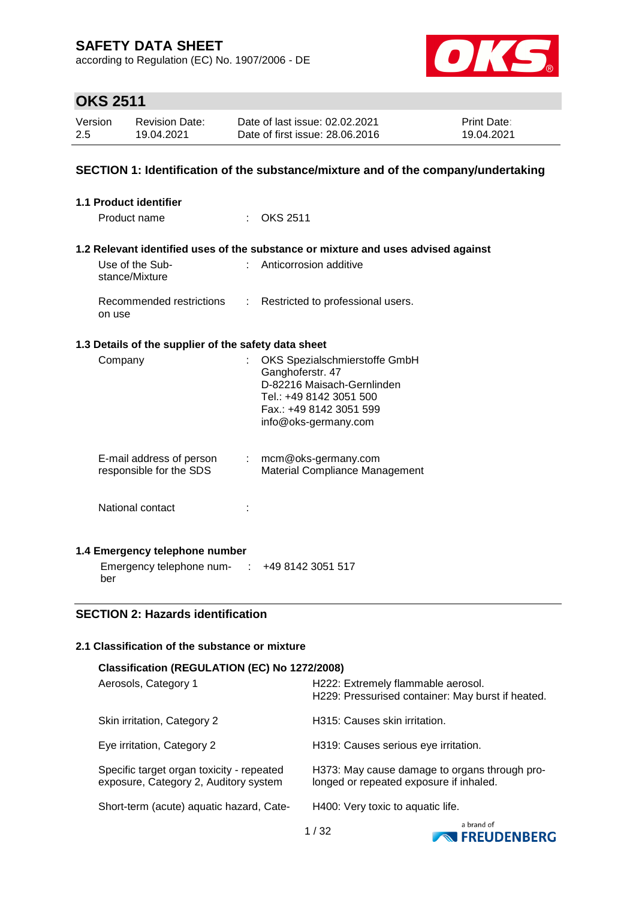# SAFETY DATA SHEET

according to Regulation (EC) No. 1907/2006 - DE

## OKS 2511

| Version | Revision Date: | Date of last issue: 02.02.2021 | Print Date: |
|---|---|---|---|
| 2.5 | 19.04.2021 | Date of first issue: 28.06.2016 | 19.04.2021 |

## SECTION 1: Identification of the substance/mixture and of the company/undertaking

### 1.1 Product identifier

Product name : OKS 2511

### 1.2 Relevant identified uses of the substance or mixture and uses advised against

Use of the Substance/Mixture : Anticorrosion additive

Recommended restrictions on use : Restricted to professional users.

### 1.3 Details of the supplier of the safety data sheet

Company : OKS Spezialschmierstoffe GmbH
Ganghoferstr. 47
D-82216 Maisach-Gernlinden
Tel.: +49 8142 3051 500
Fax.: +49 8142 3051 599
info@oks-germany.com

E-mail address of person responsible for the SDS : mcm@oks-germany.com
Material Compliance Management

National contact :

### 1.4 Emergency telephone number

Emergency telephone number : +49 8142 3051 517

## SECTION 2: Hazards identification

### 2.1 Classification of the substance or mixture

**Classification (REGULATION (EC) No 1272/2008)**

| | |
|---|---|
| Aerosols, Category 1 | H222: Extremely flammable aerosol.<br>H229: Pressurised container: May burst if heated. |
| Skin irritation, Category 2 | H315: Causes skin irritation. |
| Eye irritation, Category 2 | H319: Causes serious eye irritation. |
| Specific target organ toxicity - repeated exposure, Category 2, Auditory system | H373: May cause damage to organs through prolonged or repeated exposure if inhaled. |
| Short-term (acute) aquatic hazard, Cate- | H400: Very toxic to aquatic life. |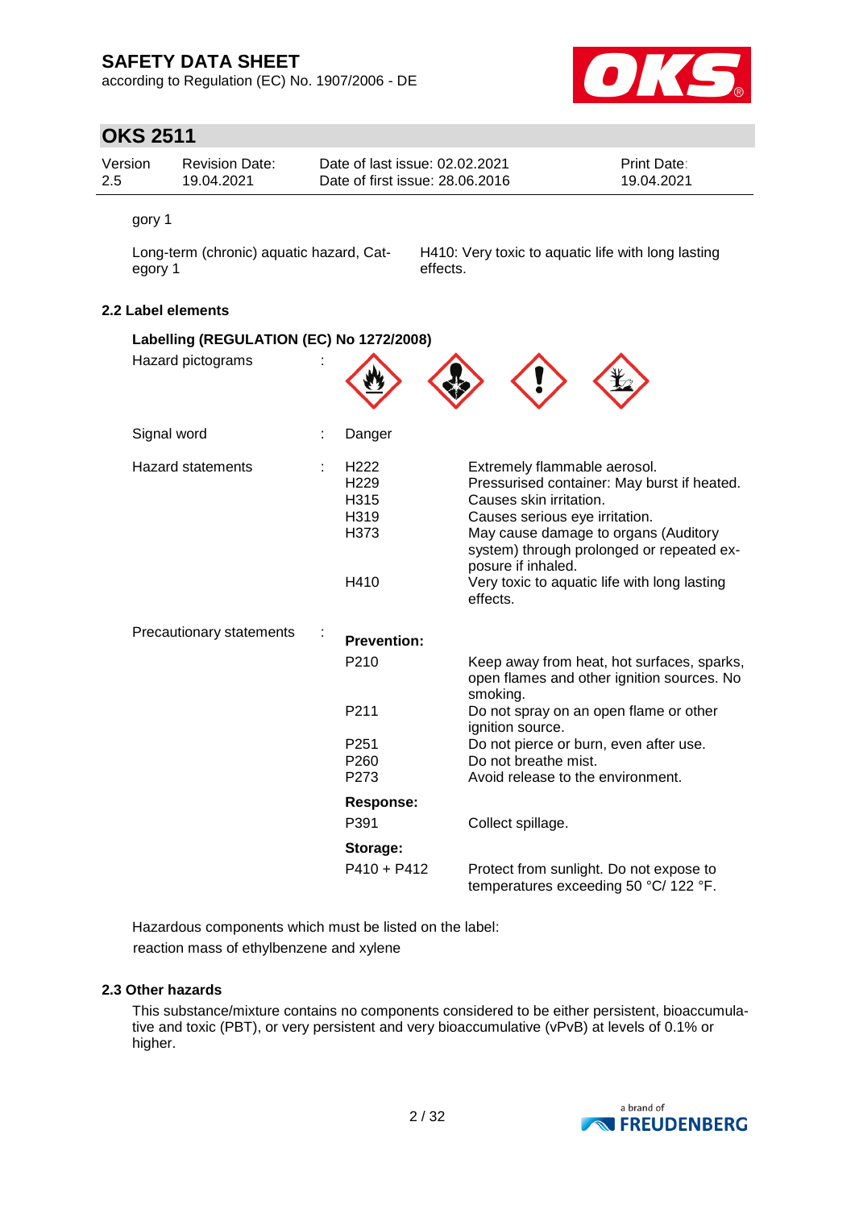gory 1

| | |
|---|---|
| Long-term (chronic) aquatic hazard, Category 1 | H410: Very toxic to aquatic life with long lasting effects. |

### 2.2 Label elements

**Labelling (REGULATION (EC) No 1272/2008)**

Hazard pictograms :

Signal word : Danger

Hazard statements :

| | |
|---|---|
| H222 | Extremely flammable aerosol. |
| H229 | Pressurised container: May burst if heated. |
| H315 | Causes skin irritation. |
| H319 | Causes serious eye irritation. |
| H373 | May cause damage to organs (Auditory system) through prolonged or repeated exposure if inhaled. |
| H410 | Very toxic to aquatic life with long lasting effects. |

Precautionary statements :

**Prevention:**

| | |
|---|---|
| P210 | Keep away from heat, hot surfaces, sparks, open flames and other ignition sources. No smoking. |
| P211 | Do not spray on an open flame or other ignition source. |
| P251 | Do not pierce or burn, even after use. |
| P260 | Do not breathe mist. |
| P273 | Avoid release to the environment. |

**Response:**

| | |
|---|---|
| P391 | Collect spillage. |

**Storage:**

| | |
|---|---|
| P410 + P412 | Protect from sunlight. Do not expose to temperatures exceeding 50 °C/ 122 °F. |

Hazardous components which must be listed on the label:
reaction mass of ethylbenzene and xylene

### 2.3 Other hazards

This substance/mixture contains no components considered to be either persistent, bioaccumulative and toxic (PBT), or very persistent and very bioaccumulative (vPvB) at levels of 0.1% or higher.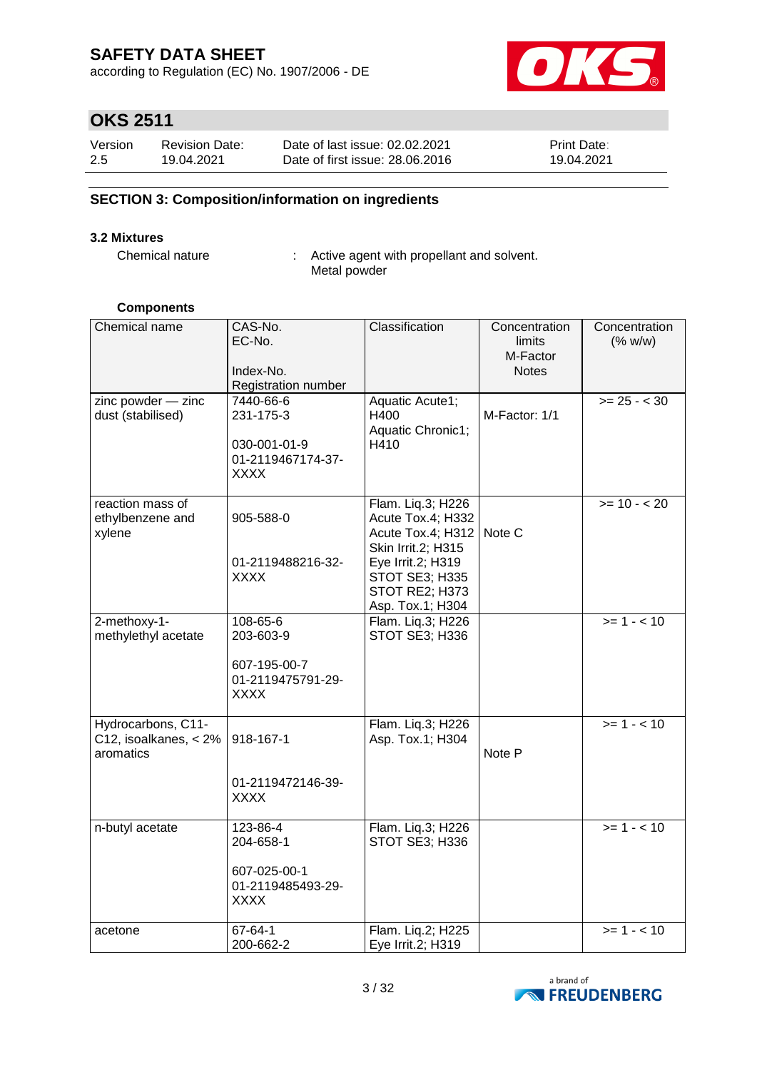# SAFETY DATA SHEET

according to Regulation (EC) No. 1907/2006 - DE

## OKS 2511

| Version | Revision Date: | Date of last issue: 02.02.2021 | Print Date: |
|---|---|---|---|
| 2.5 | 19.04.2021 | Date of first issue: 28.06.2016 | 19.04.2021 |

### SECTION 3: Composition/information on ingredients

**3.2 Mixtures**

Chemical nature : Active agent with propellant and solvent.
Metal powder

**Components**

| Chemical name | CAS-No.<br>EC-No.<br>Index-No.<br>Registration number | Classification | Concentration limits<br>M-Factor<br>Notes | Concentration (% w/w) |
|---|---|---|---|---|
| zinc powder — zinc dust (stabilised) | 7440-66-6<br>231-175-3<br>030-001-01-9<br>01-2119467174-37-XXXX | Aquatic Acute1; H400<br>Aquatic Chronic1; H410 | M-Factor: 1/1 | >= 25 - < 30 |
| reaction mass of ethylbenzene and xylene | 905-588-0<br>01-2119488216-32-XXXX | Flam. Liq.3; H226<br>Acute Tox.4; H332<br>Acute Tox.4; H312<br>Skin Irrit.2; H315<br>Eye Irrit.2; H319<br>STOT SE3; H335<br>STOT RE2; H373<br>Asp. Tox.1; H304 | Note C | >= 10 - < 20 |
| 2-methoxy-1-methylethyl acetate | 108-65-6<br>203-603-9<br>607-195-00-7<br>01-2119475791-29-XXXX | Flam. Liq.3; H226<br>STOT SE3; H336 | | >= 1 - < 10 |
| Hydrocarbons, C11-C12, isoalkanes, < 2% aromatics | 918-167-1<br>01-2119472146-39-XXXX | Flam. Liq.3; H226<br>Asp. Tox.1; H304 | Note P | >= 1 - < 10 |
| n-butyl acetate | 123-86-4<br>204-658-1<br>607-025-00-1<br>01-2119485493-29-XXXX | Flam. Liq.3; H226<br>STOT SE3; H336 | | >= 1 - < 10 |
| acetone | 67-64-1<br>200-662-2 | Flam. Liq.2; H225<br>Eye Irrit.2; H319 | | >= 1 - < 10 |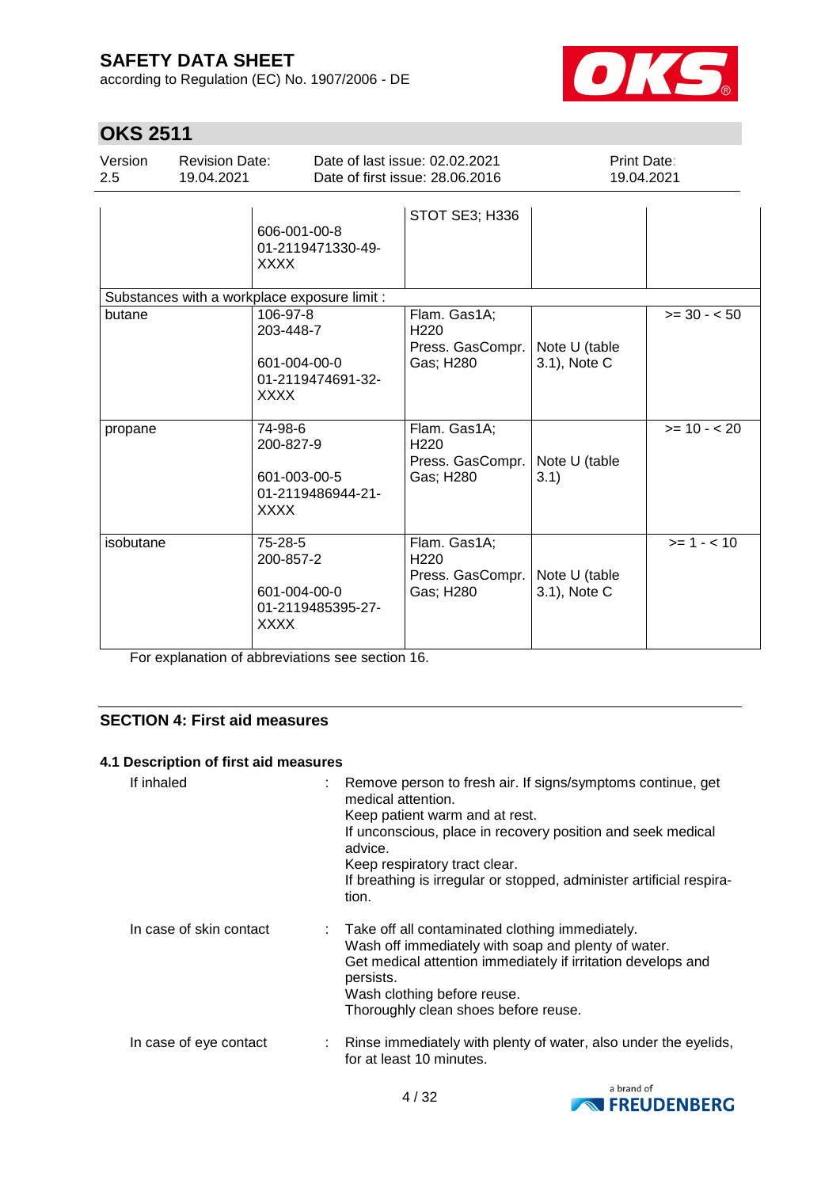| | | | | |
|---|---|---|---|---|
| | 606-001-00-8<br>01-2119471330-49-XXXX | STOT SE3; H336 | | |
| Substances with a workplace exposure limit : | | | | |
| butane | 106-97-8<br>203-448-7<br><br>601-004-00-0<br>01-2119474691-32-XXXX | Flam. Gas1A; H220<br>Press. GasCompr. Gas; H280 | Note U (table 3.1), Note C | >= 30 - < 50 |
| propane | 74-98-6<br>200-827-9<br><br>601-003-00-5<br>01-2119486944-21-XXXX | Flam. Gas1A; H220<br>Press. GasCompr. Gas; H280 | Note U (table 3.1) | >= 10 - < 20 |
| isobutane | 75-28-5<br>200-857-2<br><br>601-004-00-0<br>01-2119485395-27-XXXX | Flam. Gas1A; H220<br>Press. GasCompr. Gas; H280 | Note U (table 3.1), Note C | >= 1 - < 10 |

For explanation of abbreviations see section 16.

## SECTION 4: First aid measures

### 4.1 Description of first aid measures

If inhaled : Remove person to fresh air. If signs/symptoms continue, get medical attention.
Keep patient warm and at rest.
If unconscious, place in recovery position and seek medical advice.
Keep respiratory tract clear.
If breathing is irregular or stopped, administer artificial respiration.

In case of skin contact : Take off all contaminated clothing immediately.
Wash off immediately with soap and plenty of water.
Get medical attention immediately if irritation develops and persists.
Wash clothing before reuse.
Thoroughly clean shoes before reuse.

In case of eye contact : Rinse immediately with plenty of water, also under the eyelids, for at least 10 minutes.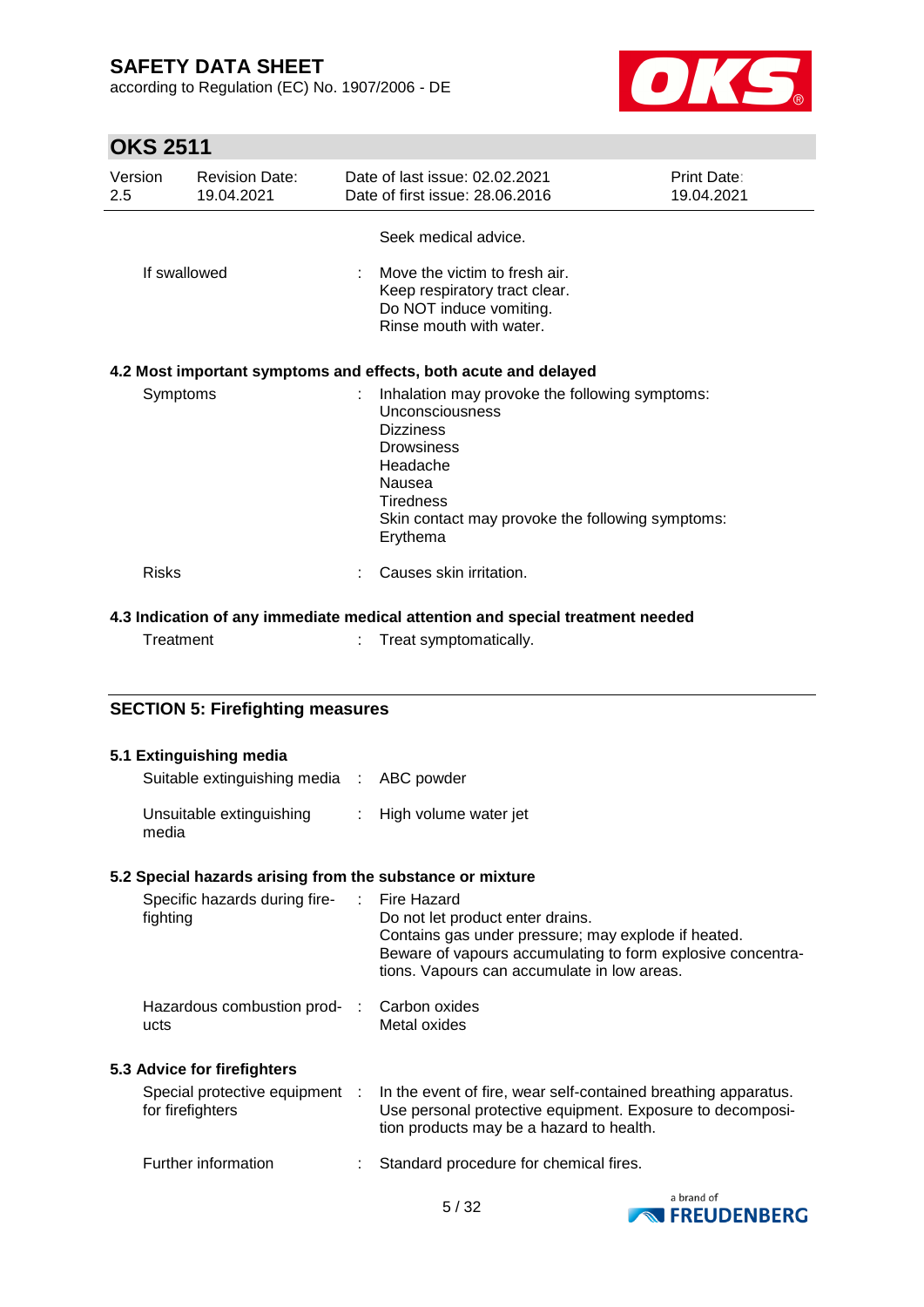Seek medical advice.

| | | |
|---|---|---|
| If swallowed | : | Move the victim to fresh air.<br>Keep respiratory tract clear.<br>Do NOT induce vomiting.<br>Rinse mouth with water. |

### 4.2 Most important symptoms and effects, both acute and delayed

| | | |
|---|---|---|
| Symptoms | : | Inhalation may provoke the following symptoms:<br>Unconsciousness<br>Dizziness<br>Drowsiness<br>Headache<br>Nausea<br>Tiredness<br>Skin contact may provoke the following symptoms:<br>Erythema |
| Risks | : | Causes skin irritation. |

### 4.3 Indication of any immediate medical attention and special treatment needed

| | | |
|---|---|---|
| Treatment | : | Treat symptomatically. |

## SECTION 5: Firefighting measures

### 5.1 Extinguishing media

| | | |
|---|---|---|
| Suitable extinguishing media | : | ABC powder |
| Unsuitable extinguishing media | : | High volume water jet |

### 5.2 Special hazards arising from the substance or mixture

| | | |
|---|---|---|
| Specific hazards during fire-fighting | : | Fire Hazard<br>Do not let product enter drains.<br>Contains gas under pressure; may explode if heated.<br>Beware of vapours accumulating to form explosive concentrations. Vapours can accumulate in low areas. |
| Hazardous combustion products | : | Carbon oxides<br>Metal oxides |

### 5.3 Advice for firefighters

| | | |
|---|---|---|
| Special protective equipment for firefighters | : | In the event of fire, wear self-contained breathing apparatus. Use personal protective equipment. Exposure to decomposition products may be a hazard to health. |
| Further information | : | Standard procedure for chemical fires. |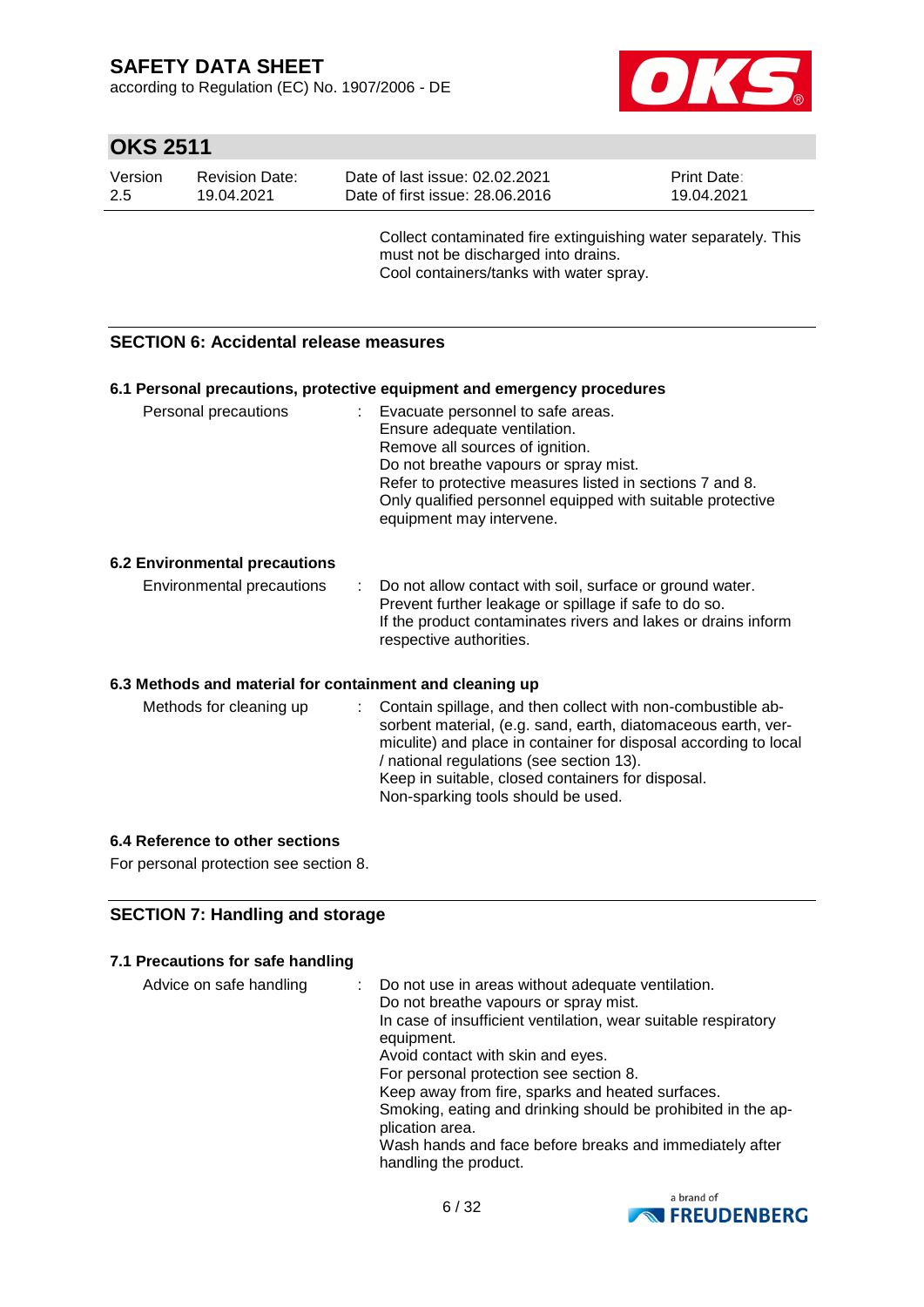Collect contaminated fire extinguishing water separately. This must not be discharged into drains.
Cool containers/tanks with water spray.

## SECTION 6: Accidental release measures

### 6.1 Personal precautions, protective equipment and emergency procedures

Personal precautions : Evacuate personnel to safe areas.
Ensure adequate ventilation.
Remove all sources of ignition.
Do not breathe vapours or spray mist.
Refer to protective measures listed in sections 7 and 8.
Only qualified personnel equipped with suitable protective equipment may intervene.

### 6.2 Environmental precautions

Environmental precautions : Do not allow contact with soil, surface or ground water.
Prevent further leakage or spillage if safe to do so.
If the product contaminates rivers and lakes or drains inform respective authorities.

### 6.3 Methods and material for containment and cleaning up

Methods for cleaning up : Contain spillage, and then collect with non-combustible absorbent material, (e.g. sand, earth, diatomaceous earth, vermiculite) and place in container for disposal according to local / national regulations (see section 13).
Keep in suitable, closed containers for disposal.
Non-sparking tools should be used.

### 6.4 Reference to other sections

For personal protection see section 8.

## SECTION 7: Handling and storage

### 7.1 Precautions for safe handling

Advice on safe handling : Do not use in areas without adequate ventilation.
Do not breathe vapours or spray mist.
In case of insufficient ventilation, wear suitable respiratory equipment.
Avoid contact with skin and eyes.
For personal protection see section 8.
Keep away from fire, sparks and heated surfaces.
Smoking, eating and drinking should be prohibited in the application area.
Wash hands and face before breaks and immediately after handling the product.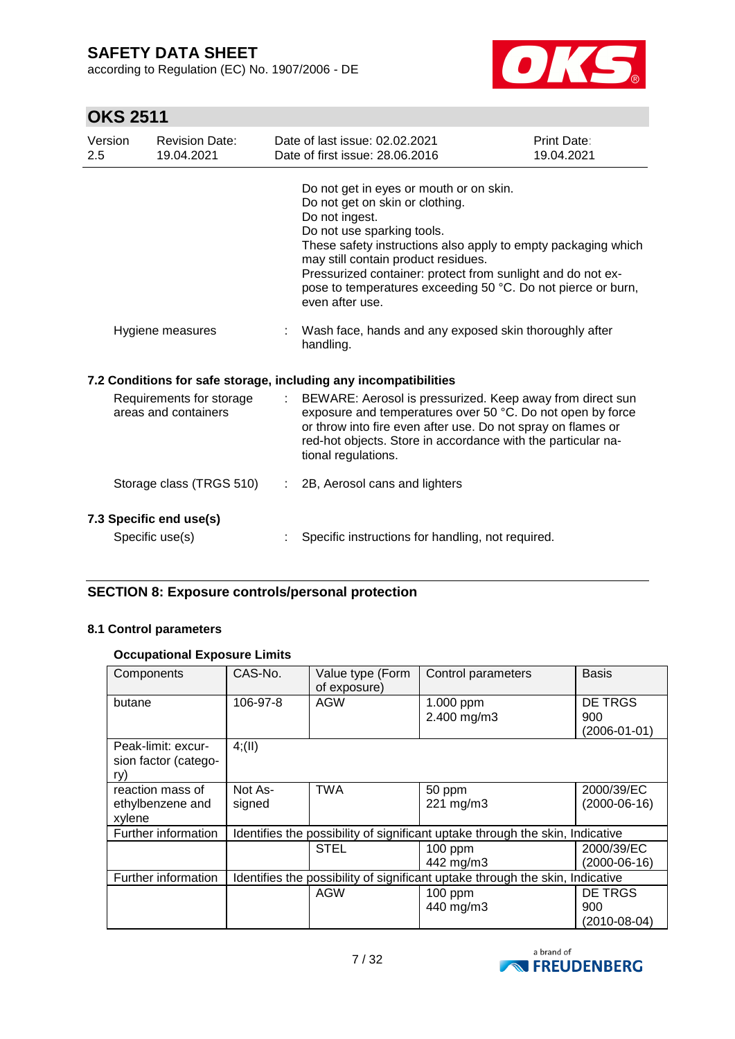Do not get in eyes or mouth or on skin.
Do not get on skin or clothing.
Do not ingest.
Do not use sparking tools.
These safety instructions also apply to empty packaging which may still contain product residues.
Pressurized container: protect from sunlight and do not expose to temperatures exceeding 50 °C. Do not pierce or burn, even after use.

Hygiene measures : Wash face, hands and any exposed skin thoroughly after handling.

### 7.2 Conditions for safe storage, including any incompatibilities

Requirements for storage areas and containers : BEWARE: Aerosol is pressurized. Keep away from direct sun exposure and temperatures over 50 °C. Do not open by force or throw into fire even after use. Do not spray on flames or red-hot objects. Store in accordance with the particular national regulations.

Storage class (TRGS 510) : 2B, Aerosol cans and lighters

### 7.3 Specific end use(s)

Specific use(s) : Specific instructions for handling, not required.

## SECTION 8: Exposure controls/personal protection

### 8.1 Control parameters

**Occupational Exposure Limits**

| Components | CAS-No. | Value type (Form of exposure) | Control parameters | Basis |
|---|---|---|---|---|
| butane | 106-97-8 | AGW | 1.000 ppm<br>2.400 mg/m3 | DE TRGS 900 (2006-01-01) |
| Peak-limit: excursion factor (category) | 4;(II) | | | |
| reaction mass of ethylbenzene and xylene | Not Assigned | TWA | 50 ppm<br>221 mg/m3 | 2000/39/EC (2000-06-16) |
| Further information | Identifies the possibility of significant uptake through the skin, Indicative | | | |
| | | STEL | 100 ppm<br>442 mg/m3 | 2000/39/EC (2000-06-16) |
| Further information | Identifies the possibility of significant uptake through the skin, Indicative | | | |
| | | AGW | 100 ppm<br>440 mg/m3 | DE TRGS 900 (2010-08-04) |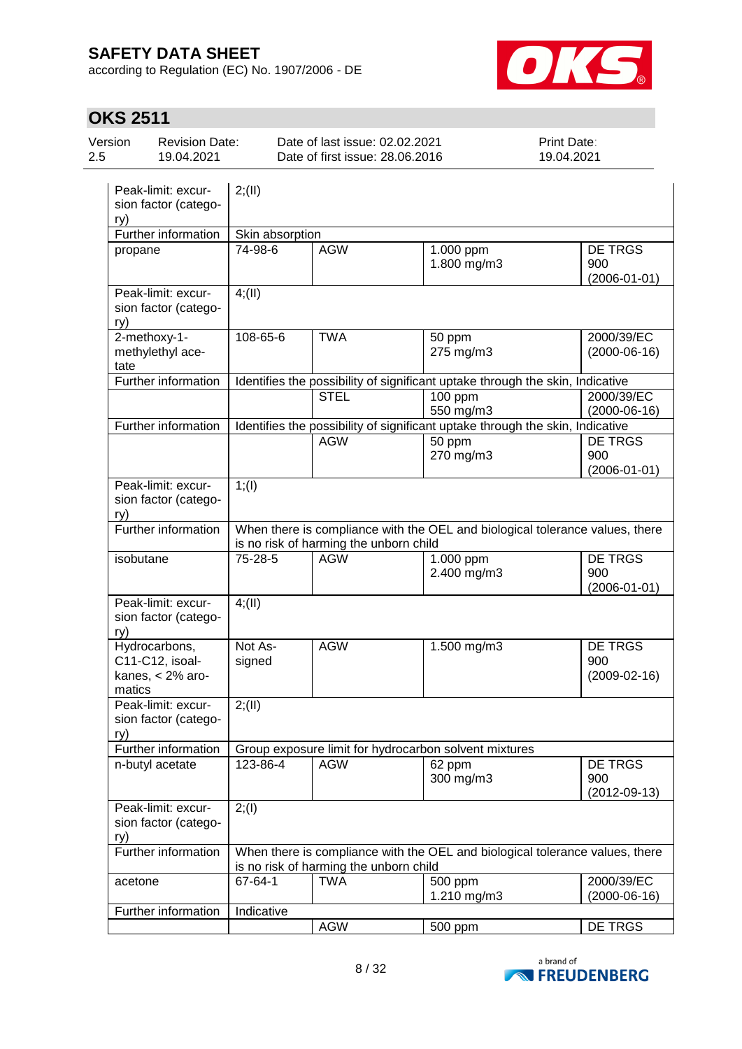| | | | | |
|---|---|---|---|---|
| Peak-limit: excursion factor (category) | 2;(II) | | | |
| Further information | Skin absorption | | | |
| propane | 74-98-6 | AGW | 1.000 ppm<br>1.800 mg/m3 | DE TRGS 900 (2006-01-01) |
| Peak-limit: excursion factor (category) | 4;(II) | | | |
| 2-methoxy-1-methylethyl acetate | 108-65-6 | TWA | 50 ppm<br>275 mg/m3 | 2000/39/EC (2000-06-16) |
| Further information | Identifies the possibility of significant uptake through the skin, Indicative | | | |
| | | STEL | 100 ppm<br>550 mg/m3 | 2000/39/EC (2000-06-16) |
| Further information | Identifies the possibility of significant uptake through the skin, Indicative | | | |
| | | AGW | 50 ppm<br>270 mg/m3 | DE TRGS 900 (2006-01-01) |
| Peak-limit: excursion factor (category) | 1;(I) | | | |
| Further information | When there is compliance with the OEL and biological tolerance values, there is no risk of harming the unborn child | | | |
| isobutane | 75-28-5 | AGW | 1.000 ppm<br>2.400 mg/m3 | DE TRGS 900 (2006-01-01) |
| Peak-limit: excursion factor (category) | 4;(II) | | | |
| Hydrocarbons, C11-C12, isoalkanes, < 2% aromatics | Not Assigned | AGW | 1.500 mg/m3 | DE TRGS 900 (2009-02-16) |
| Peak-limit: excursion factor (category) | 2;(II) | | | |
| Further information | Group exposure limit for hydrocarbon solvent mixtures | | | |
| n-butyl acetate | 123-86-4 | AGW | 62 ppm<br>300 mg/m3 | DE TRGS 900 (2012-09-13) |
| Peak-limit: excursion factor (category) | 2;(I) | | | |
| Further information | When there is compliance with the OEL and biological tolerance values, there is no risk of harming the unborn child | | | |
| acetone | 67-64-1 | TWA | 500 ppm<br>1.210 mg/m3 | 2000/39/EC (2000-06-16) |
| Further information | Indicative | | | |
| | | AGW | 500 ppm | DE TRGS |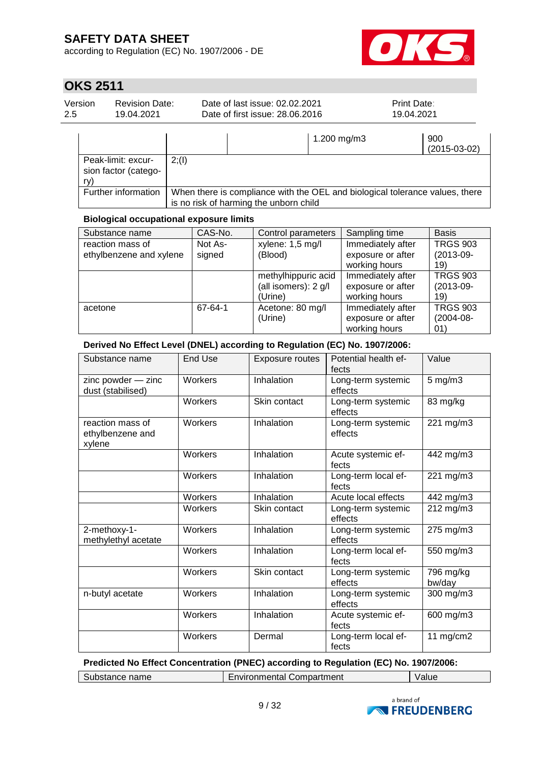|  |  |  | 1.200 mg/m3 | 900 (2015-03-02) |
|---|---|---|---|---|
| Peak-limit: excursion factor (category) | 2;(I) | | | |
| Further information | When there is compliance with the OEL and biological tolerance values, there is no risk of harming the unborn child | | | |

**Biological occupational exposure limits**

| Substance name | CAS-No. | Control parameters | Sampling time | Basis |
|---|---|---|---|---|
| reaction mass of ethylbenzene and xylene | Not Assigned | xylene: 1,5 mg/l (Blood) | Immediately after exposure or after working hours | TRGS 903 (2013-09-19) |
| | | methylhippuric acid (all isomers): 2 g/l (Urine) | Immediately after exposure or after working hours | TRGS 903 (2013-09-19) |
| acetone | 67-64-1 | Acetone: 80 mg/l (Urine) | Immediately after exposure or after working hours | TRGS 903 (2004-08-01) |

**Derived No Effect Level (DNEL) according to Regulation (EC) No. 1907/2006:**

| Substance name | End Use | Exposure routes | Potential health effects | Value |
|---|---|---|---|---|
| zinc powder — zinc dust (stabilised) | Workers | Inhalation | Long-term systemic effects | 5 mg/m3 |
| | Workers | Skin contact | Long-term systemic effects | 83 mg/kg |
| reaction mass of ethylbenzene and xylene | Workers | Inhalation | Long-term systemic effects | 221 mg/m3 |
| | Workers | Inhalation | Acute systemic effects | 442 mg/m3 |
| | Workers | Inhalation | Long-term local effects | 221 mg/m3 |
| | Workers | Inhalation | Acute local effects | 442 mg/m3 |
| | Workers | Skin contact | Long-term systemic effects | 212 mg/m3 |
| 2-methoxy-1-methylethyl acetate | Workers | Inhalation | Long-term systemic effects | 275 mg/m3 |
| | Workers | Inhalation | Long-term local effects | 550 mg/m3 |
| | Workers | Skin contact | Long-term systemic effects | 796 mg/kg bw/day |
| n-butyl acetate | Workers | Inhalation | Long-term systemic effects | 300 mg/m3 |
| | Workers | Inhalation | Acute systemic effects | 600 mg/m3 |
| | Workers | Dermal | Long-term local effects | 11 mg/cm2 |

**Predicted No Effect Concentration (PNEC) according to Regulation (EC) No. 1907/2006:**

| Substance name | Environmental Compartment | Value |
|---|---|---|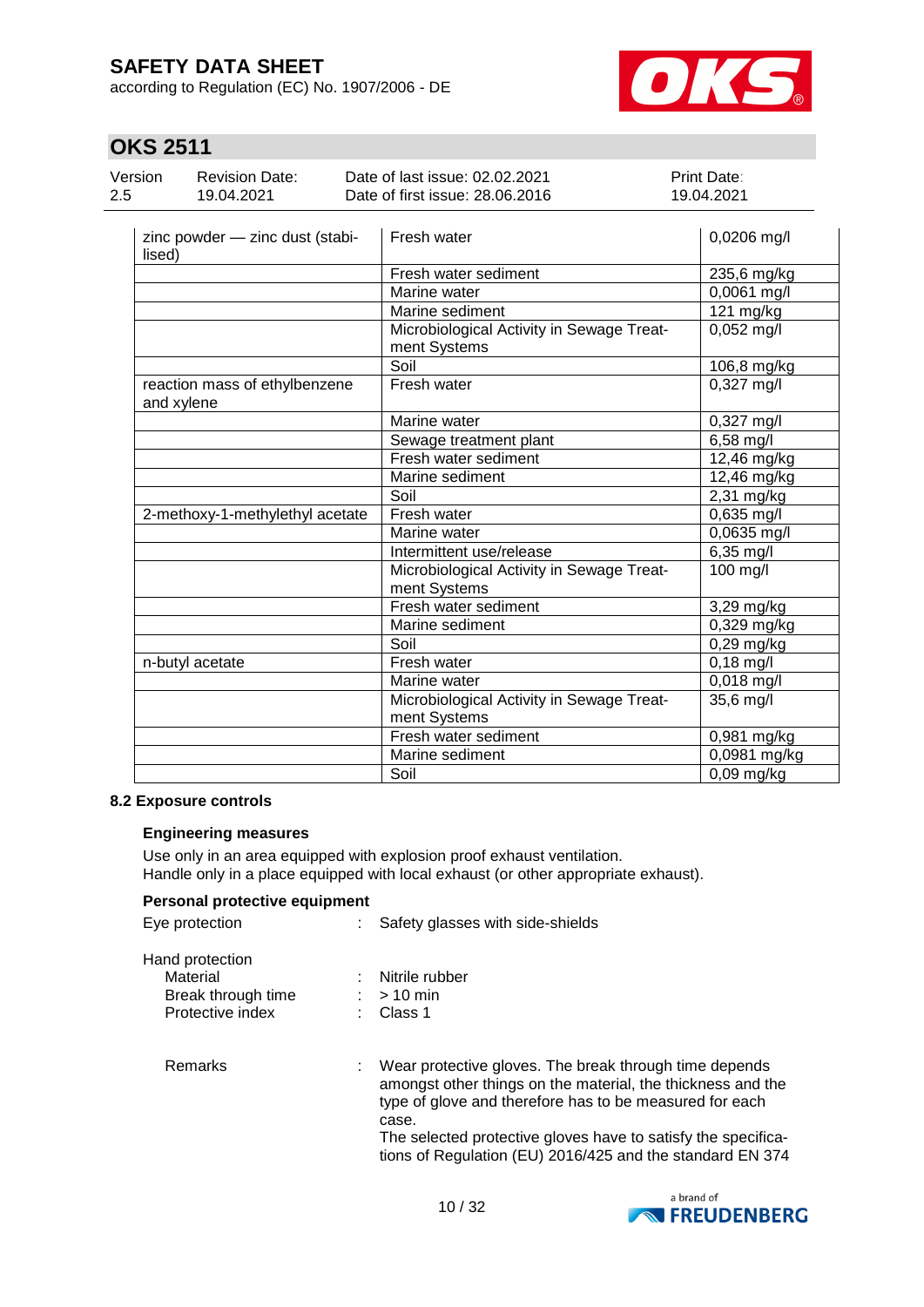| | | |
|---|---|---|
| zinc powder — zinc dust (stabilised) | Fresh water | 0,0206 mg/l |
| | Fresh water sediment | 235,6 mg/kg |
| | Marine water | 0,0061 mg/l |
| | Marine sediment | 121 mg/kg |
| | Microbiological Activity in Sewage Treatment Systems | 0,052 mg/l |
| | Soil | 106,8 mg/kg |
| reaction mass of ethylbenzene and xylene | Fresh water | 0,327 mg/l |
| | Marine water | 0,327 mg/l |
| | Sewage treatment plant | 6,58 mg/l |
| | Fresh water sediment | 12,46 mg/kg |
| | Marine sediment | 12,46 mg/kg |
| | Soil | 2,31 mg/kg |
| 2-methoxy-1-methylethyl acetate | Fresh water | 0,635 mg/l |
| | Marine water | 0,0635 mg/l |
| | Intermittent use/release | 6,35 mg/l |
| | Microbiological Activity in Sewage Treatment Systems | 100 mg/l |
| | Fresh water sediment | 3,29 mg/kg |
| | Marine sediment | 0,329 mg/kg |
| | Soil | 0,29 mg/kg |
| n-butyl acetate | Fresh water | 0,18 mg/l |
| | Marine water | 0,018 mg/l |
| | Microbiological Activity in Sewage Treatment Systems | 35,6 mg/l |
| | Fresh water sediment | 0,981 mg/kg |
| | Marine sediment | 0,0981 mg/kg |
| | Soil | 0,09 mg/kg |

### 8.2 Exposure controls

#### Engineering measures

Use only in an area equipped with explosion proof exhaust ventilation.
Handle only in a place equipped with local exhaust (or other appropriate exhaust).

#### Personal protective equipment

Eye protection : Safety glasses with side-shields

Hand protection
- Material : Nitrile rubber
- Break through time : > 10 min
- Protective index : Class 1

Remarks : Wear protective gloves. The break through time depends amongst other things on the material, the thickness and the type of glove and therefore has to be measured for each case.
The selected protective gloves have to satisfy the specifications of Regulation (EU) 2016/425 and the standard EN 374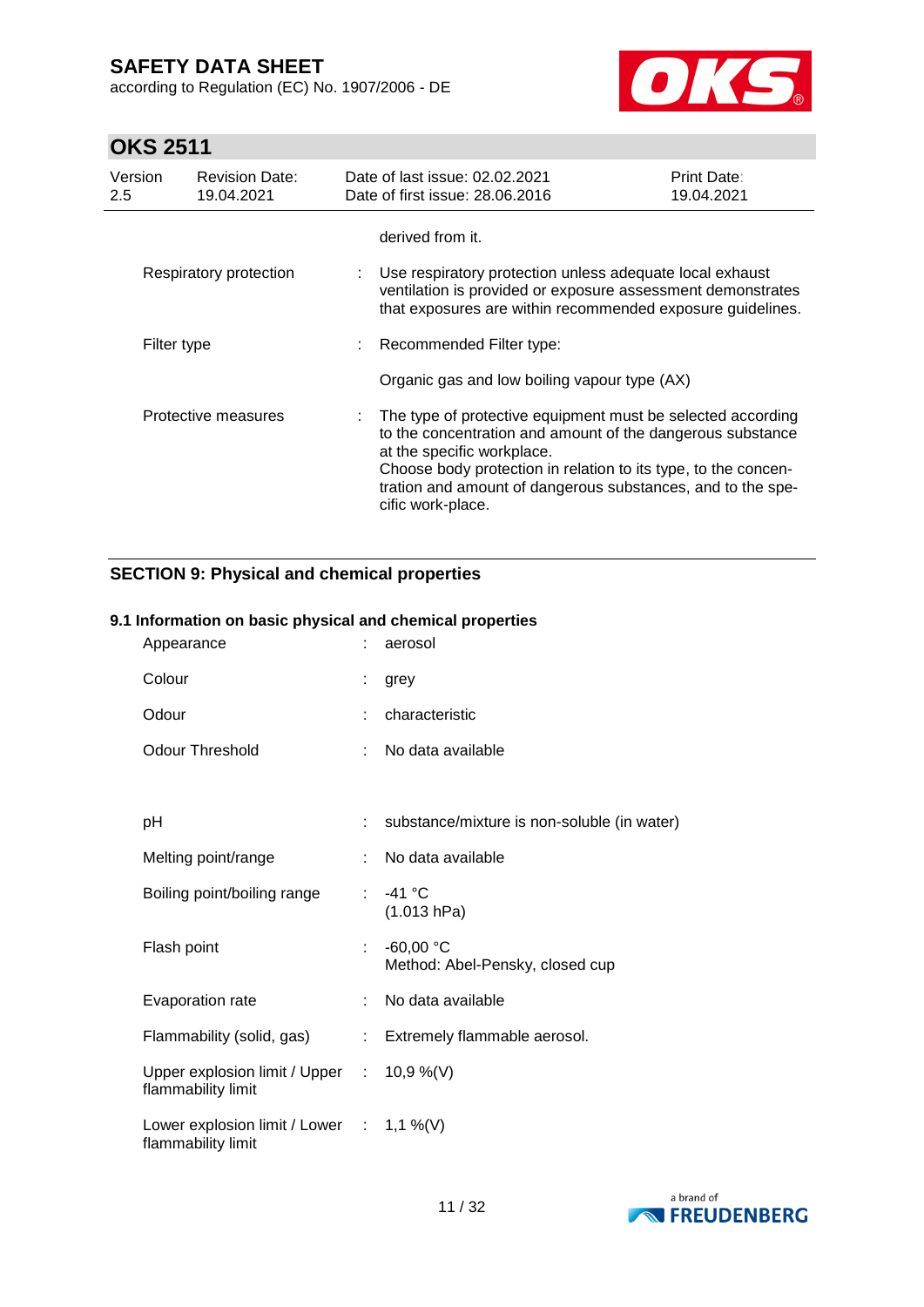derived from it.

| | | |
|---|---|---|
| Respiratory protection | : | Use respiratory protection unless adequate local exhaust ventilation is provided or exposure assessment demonstrates that exposures are within recommended exposure guidelines. |
| Filter type | : | Recommended Filter type:<br><br>Organic gas and low boiling vapour type (AX) |
| Protective measures | : | The type of protective equipment must be selected according to the concentration and amount of the dangerous substance at the specific workplace.<br>Choose body protection in relation to its type, to the concentration and amount of dangerous substances, and to the specific work-place. |

## SECTION 9: Physical and chemical properties

### 9.1 Information on basic physical and chemical properties

| | | |
|---|---|---|
| Appearance | : | aerosol |
| Colour | : | grey |
| Odour | : | characteristic |
| Odour Threshold | : | No data available |
| pH | : | substance/mixture is non-soluble (in water) |
| Melting point/range | : | No data available |
| Boiling point/boiling range | : | -41 °C<br>(1.013 hPa) |
| Flash point | : | -60,00 °C<br>Method: Abel-Pensky, closed cup |
| Evaporation rate | : | No data available |
| Flammability (solid, gas) | : | Extremely flammable aerosol. |
| Upper explosion limit / Upper flammability limit | : | 10,9 %(V) |
| Lower explosion limit / Lower flammability limit | : | 1,1 %(V) |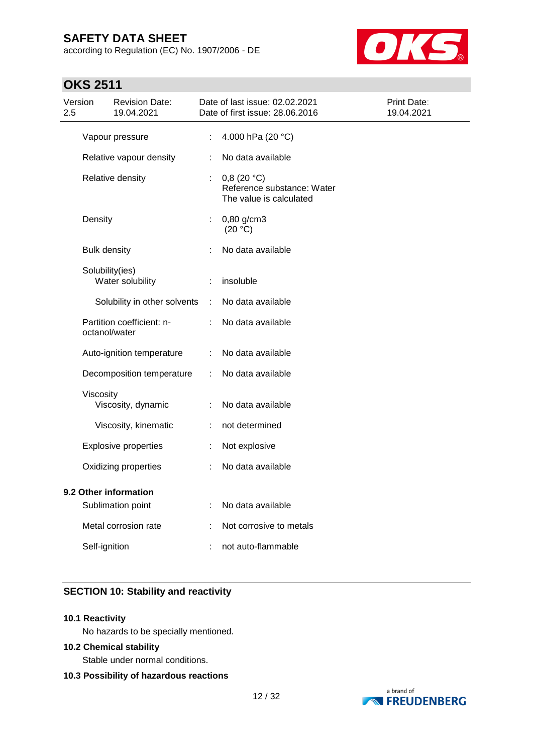| Property | | Value |
|---|---|---|
| Vapour pressure | : | 4.000 hPa (20 °C) |
| Relative vapour density | : | No data available |
| Relative density | : | 0,8 (20 °C)<br>Reference substance: Water<br>The value is calculated |
| Density | : | 0,80 g/cm3<br>(20 °C) |
| Bulk density | : | No data available |
| Solubility(ies)<br>Water solubility | : | insoluble |
| Solubility in other solvents | : | No data available |
| Partition coefficient: n-octanol/water | : | No data available |
| Auto-ignition temperature | : | No data available |
| Decomposition temperature | : | No data available |
| Viscosity<br>Viscosity, dynamic | : | No data available |
| Viscosity, kinematic | : | not determined |
| Explosive properties | : | Not explosive |
| Oxidizing properties | : | No data available |

**9.2 Other information**

| Property | | Value |
|---|---|---|
| Sublimation point | : | No data available |
| Metal corrosion rate | : | Not corrosive to metals |
| Self-ignition | : | not auto-flammable |

## SECTION 10: Stability and reactivity

**10.1 Reactivity**

No hazards to be specially mentioned.

**10.2 Chemical stability**

Stable under normal conditions.

**10.3 Possibility of hazardous reactions**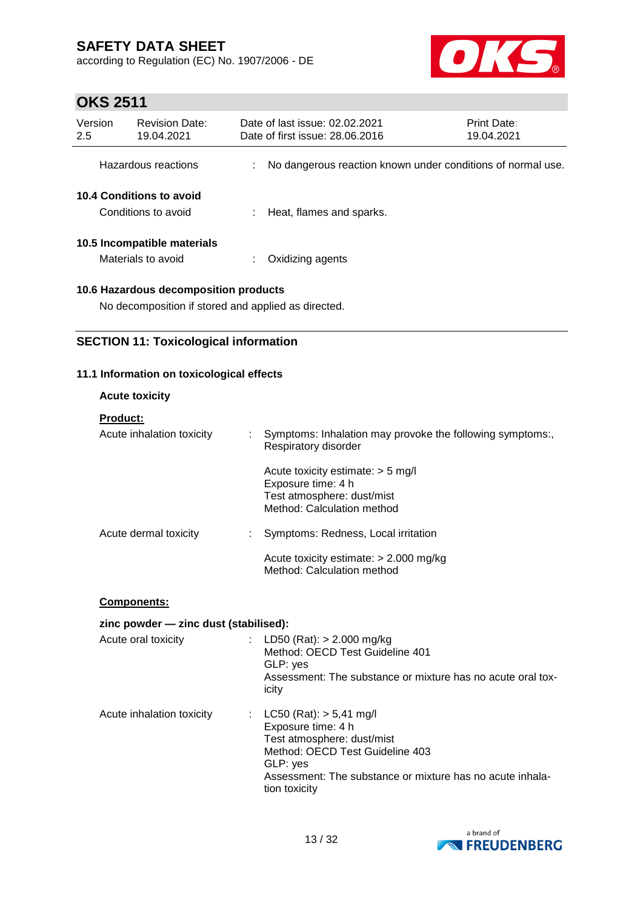Hazardous reactions : No dangerous reaction known under conditions of normal use.

**10.4 Conditions to avoid**

Conditions to avoid : Heat, flames and sparks.

**10.5 Incompatible materials**

Materials to avoid : Oxidizing agents

**10.6 Hazardous decomposition products**

No decomposition if stored and applied as directed.

## SECTION 11: Toxicological information

**11.1 Information on toxicological effects**

**Acute toxicity**

**Product:**

Acute inhalation toxicity : Symptoms: Inhalation may provoke the following symptoms:, Respiratory disorder

Acute toxicity estimate: > 5 mg/l
Exposure time: 4 h
Test atmosphere: dust/mist
Method: Calculation method

Acute dermal toxicity : Symptoms: Redness, Local irritation

Acute toxicity estimate: > 2.000 mg/kg
Method: Calculation method

**Components:**

**zinc powder — zinc dust (stabilised):**

Acute oral toxicity : LD50 (Rat): > 2.000 mg/kg
Method: OECD Test Guideline 401
GLP: yes
Assessment: The substance or mixture has no acute oral toxicity

Acute inhalation toxicity : LC50 (Rat): > 5,41 mg/l
Exposure time: 4 h
Test atmosphere: dust/mist
Method: OECD Test Guideline 403
GLP: yes
Assessment: The substance or mixture has no acute inhalation toxicity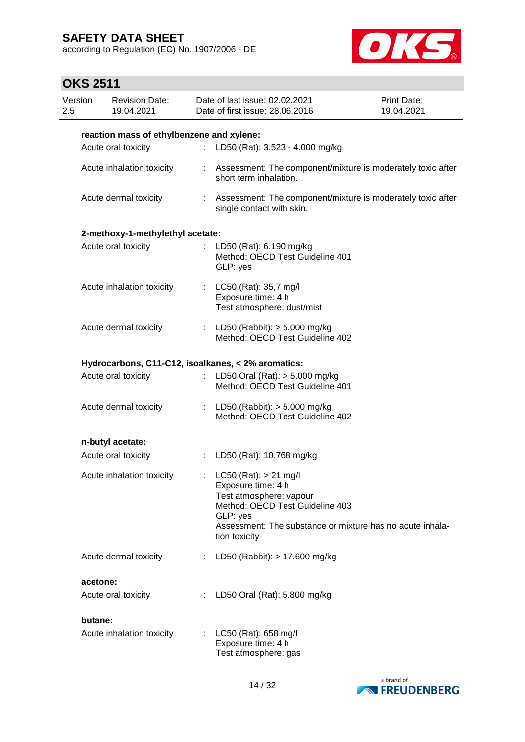**reaction mass of ethylbenzene and xylene:**

| | | |
|---|---|---|
| Acute oral toxicity | : | LD50 (Rat): 3.523 - 4.000 mg/kg |
| Acute inhalation toxicity | : | Assessment: The component/mixture is moderately toxic after short term inhalation. |
| Acute dermal toxicity | : | Assessment: The component/mixture is moderately toxic after single contact with skin. |

**2-methoxy-1-methylethyl acetate:**

| | | |
|---|---|---|
| Acute oral toxicity | : | LD50 (Rat): 6.190 mg/kg<br>Method: OECD Test Guideline 401<br>GLP: yes |
| Acute inhalation toxicity | : | LC50 (Rat): 35,7 mg/l<br>Exposure time: 4 h<br>Test atmosphere: dust/mist |
| Acute dermal toxicity | : | LD50 (Rabbit): > 5.000 mg/kg<br>Method: OECD Test Guideline 402 |

**Hydrocarbons, C11-C12, isoalkanes, < 2% aromatics:**

| | | |
|---|---|---|
| Acute oral toxicity | : | LD50 Oral (Rat): > 5.000 mg/kg<br>Method: OECD Test Guideline 401 |
| Acute dermal toxicity | : | LD50 (Rabbit): > 5.000 mg/kg<br>Method: OECD Test Guideline 402 |

**n-butyl acetate:**

| | | |
|---|---|---|
| Acute oral toxicity | : | LD50 (Rat): 10.768 mg/kg |
| Acute inhalation toxicity | : | LC50 (Rat): > 21 mg/l<br>Exposure time: 4 h<br>Test atmosphere: vapour<br>Method: OECD Test Guideline 403<br>GLP: yes<br>Assessment: The substance or mixture has no acute inhalation toxicity |
| Acute dermal toxicity | : | LD50 (Rabbit): > 17.600 mg/kg |

**acetone:**

| | | |
|---|---|---|
| Acute oral toxicity | : | LD50 Oral (Rat): 5.800 mg/kg |

**butane:**

| | | |
|---|---|---|
| Acute inhalation toxicity | : | LC50 (Rat): 658 mg/l<br>Exposure time: 4 h<br>Test atmosphere: gas |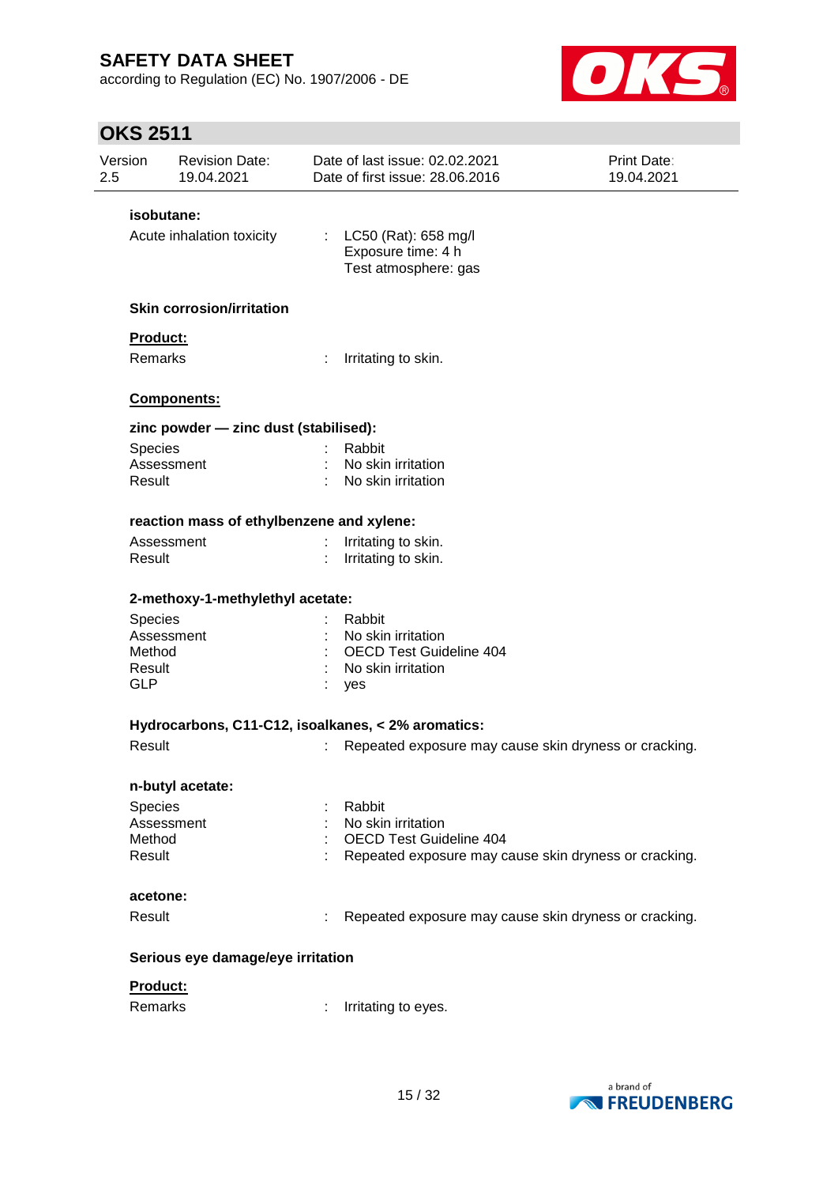**isobutane:**

Acute inhalation toxicity : LC50 (Rat): 658 mg/l
Exposure time: 4 h
Test atmosphere: gas

**Skin corrosion/irritation**

**Product:**

Remarks : Irritating to skin.

**Components:**

**zinc powder — zinc dust (stabilised):**

Species : Rabbit
Assessment : No skin irritation
Result : No skin irritation

**reaction mass of ethylbenzene and xylene:**

Assessment : Irritating to skin.
Result : Irritating to skin.

**2-methoxy-1-methylethyl acetate:**

Species : Rabbit
Assessment : No skin irritation
Method : OECD Test Guideline 404
Result : No skin irritation
GLP : yes

**Hydrocarbons, C11-C12, isoalkanes, < 2% aromatics:**

Result : Repeated exposure may cause skin dryness or cracking.

**n-butyl acetate:**

Species : Rabbit
Assessment : No skin irritation
Method : OECD Test Guideline 404
Result : Repeated exposure may cause skin dryness or cracking.

**acetone:**

Result : Repeated exposure may cause skin dryness or cracking.

**Serious eye damage/eye irritation**

**Product:**

Remarks : Irritating to eyes.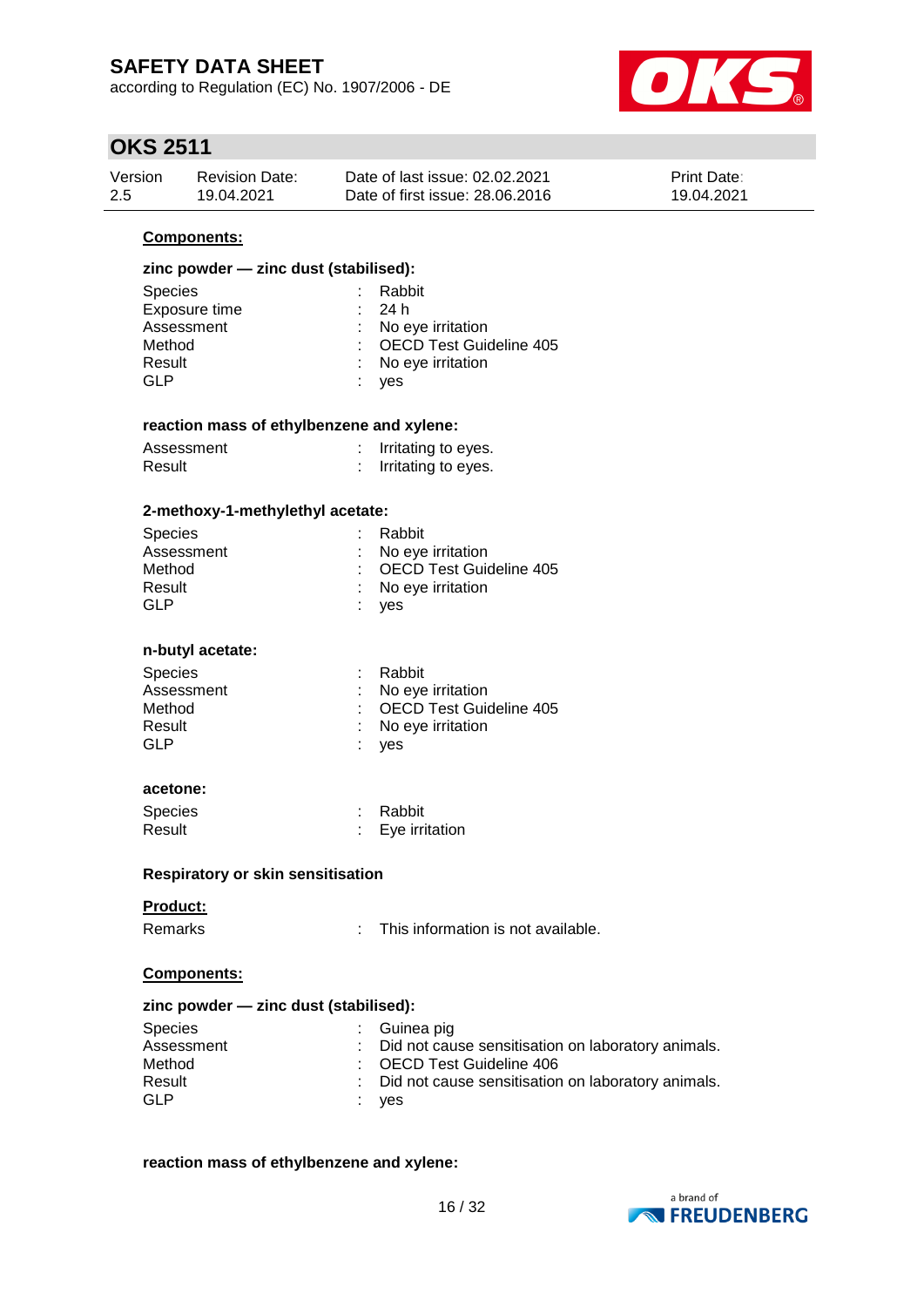**Components:**

**zinc powder — zinc dust (stabilised):**

| | | |
|---|---|---|
| Species | : | Rabbit |
| Exposure time | : | 24 h |
| Assessment | : | No eye irritation |
| Method | : | OECD Test Guideline 405 |
| Result | : | No eye irritation |
| GLP | : | yes |

**reaction mass of ethylbenzene and xylene:**

| | | |
|---|---|---|
| Assessment | : | Irritating to eyes. |
| Result | : | Irritating to eyes. |

**2-methoxy-1-methylethyl acetate:**

| | | |
|---|---|---|
| Species | : | Rabbit |
| Assessment | : | No eye irritation |
| Method | : | OECD Test Guideline 405 |
| Result | : | No eye irritation |
| GLP | : | yes |

**n-butyl acetate:**

| | | |
|---|---|---|
| Species | : | Rabbit |
| Assessment | : | No eye irritation |
| Method | : | OECD Test Guideline 405 |
| Result | : | No eye irritation |
| GLP | : | yes |

**acetone:**

| | | |
|---|---|---|
| Species | : | Rabbit |
| Result | : | Eye irritation |

**Respiratory or skin sensitisation**

**Product:**

| | | |
|---|---|---|
| Remarks | : | This information is not available. |

**Components:**

**zinc powder — zinc dust (stabilised):**

| | | |
|---|---|---|
| Species | : | Guinea pig |
| Assessment | : | Did not cause sensitisation on laboratory animals. |
| Method | : | OECD Test Guideline 406 |
| Result | : | Did not cause sensitisation on laboratory animals. |
| GLP | : | yes |

**reaction mass of ethylbenzene and xylene:**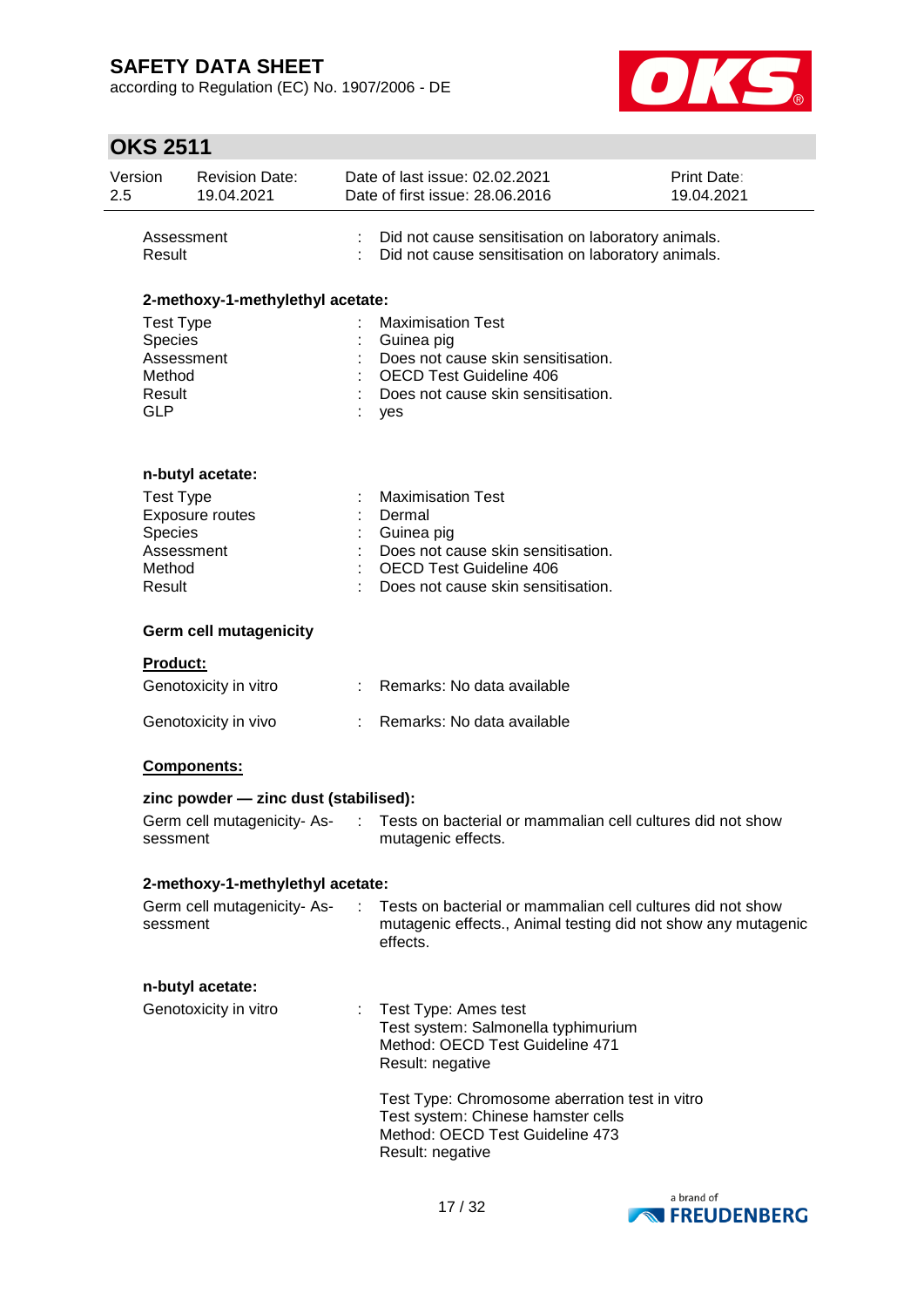| | | |
|---|---|---|
| Assessment | : | Did not cause sensitisation on laboratory animals. |
| Result | : | Did not cause sensitisation on laboratory animals. |

**2-methoxy-1-methylethyl acetate:**

| | | |
|---|---|---|
| Test Type | : | Maximisation Test |
| Species | : | Guinea pig |
| Assessment | : | Does not cause skin sensitisation. |
| Method | : | OECD Test Guideline 406 |
| Result | : | Does not cause skin sensitisation. |
| GLP | : | yes |

**n-butyl acetate:**

| | | |
|---|---|---|
| Test Type | : | Maximisation Test |
| Exposure routes | : | Dermal |
| Species | : | Guinea pig |
| Assessment | : | Does not cause skin sensitisation. |
| Method | : | OECD Test Guideline 406 |
| Result | : | Does not cause skin sensitisation. |

**Germ cell mutagenicity**

**Product:**

| | | |
|---|---|---|
| Genotoxicity in vitro | : | Remarks: No data available |
| Genotoxicity in vivo | : | Remarks: No data available |

**Components:**

**zinc powder — zinc dust (stabilised):**

| | | |
|---|---|---|
| Germ cell mutagenicity- Assessment | : | Tests on bacterial or mammalian cell cultures did not show mutagenic effects. |

**2-methoxy-1-methylethyl acetate:**

| | | |
|---|---|---|
| Germ cell mutagenicity- Assessment | : | Tests on bacterial or mammalian cell cultures did not show mutagenic effects., Animal testing did not show any mutagenic effects. |

**n-butyl acetate:**

Genotoxicity in vitro :

Test Type: Ames test
Test system: Salmonella typhimurium
Method: OECD Test Guideline 471
Result: negative

Test Type: Chromosome aberration test in vitro
Test system: Chinese hamster cells
Method: OECD Test Guideline 473
Result: negative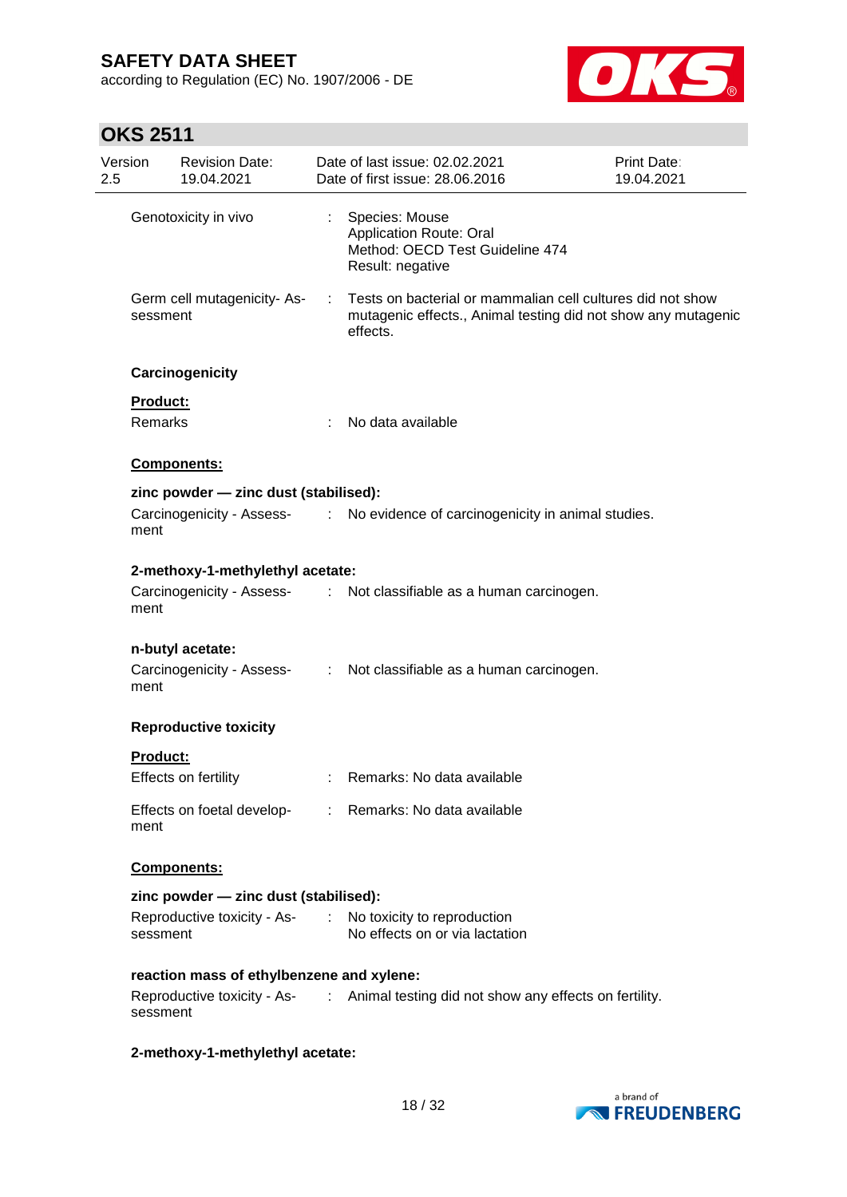| | | |
|---|---|---|
| Genotoxicity in vivo | : | Species: Mouse<br>Application Route: Oral<br>Method: OECD Test Guideline 474<br>Result: negative |
| Germ cell mutagenicity- Assessment | : | Tests on bacterial or mammalian cell cultures did not show mutagenic effects., Animal testing did not show any mutagenic effects. |

**Carcinogenicity**

**Product:**

Remarks : No data available

**Components:**

**zinc powder — zinc dust (stabilised):**

Carcinogenicity - Assessment : No evidence of carcinogenicity in animal studies.

**2-methoxy-1-methylethyl acetate:**

Carcinogenicity - Assessment : Not classifiable as a human carcinogen.

**n-butyl acetate:**

Carcinogenicity - Assessment : Not classifiable as a human carcinogen.

**Reproductive toxicity**

**Product:**

Effects on fertility : Remarks: No data available

Effects on foetal development : Remarks: No data available

**Components:**

**zinc powder — zinc dust (stabilised):**

Reproductive toxicity - Assessment : No toxicity to reproduction  
No effects on or via lactation

**reaction mass of ethylbenzene and xylene:**

Reproductive toxicity - Assessment : Animal testing did not show any effects on fertility.

**2-methoxy-1-methylethyl acetate:**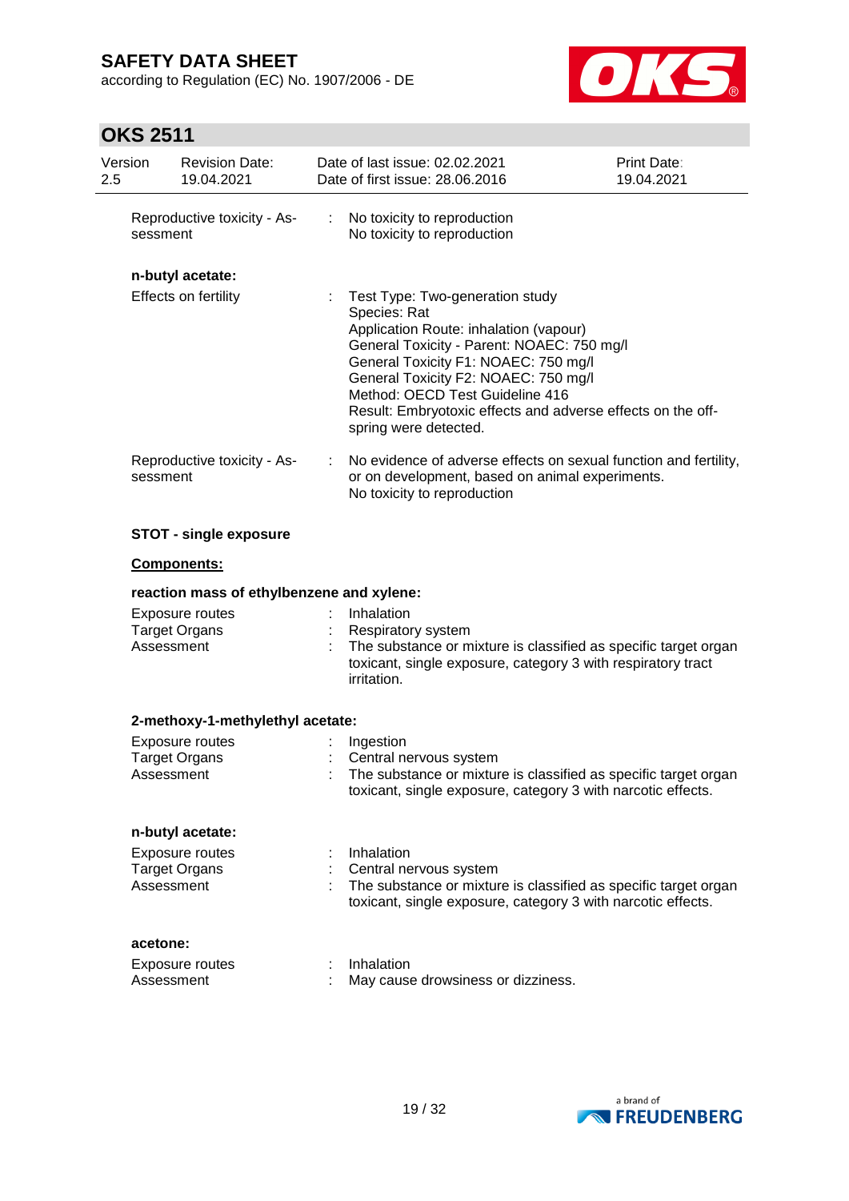| | | |
|---|---|---|
| Reproductive toxicity - Assessment | : | No toxicity to reproduction<br>No toxicity to reproduction |

**n-butyl acetate:**

| | | |
|---|---|---|
| Effects on fertility | : | Test Type: Two-generation study<br>Species: Rat<br>Application Route: inhalation (vapour)<br>General Toxicity - Parent: NOAEC: 750 mg/l<br>General Toxicity F1: NOAEC: 750 mg/l<br>General Toxicity F2: NOAEC: 750 mg/l<br>Method: OECD Test Guideline 416<br>Result: Embryotoxic effects and adverse effects on the off-spring were detected. |
| Reproductive toxicity - Assessment | : | No evidence of adverse effects on sexual function and fertility, or on development, based on animal experiments.<br>No toxicity to reproduction |

**STOT - single exposure**

**Components:**

**reaction mass of ethylbenzene and xylene:**

| | | |
|---|---|---|
| Exposure routes | : | Inhalation |
| Target Organs | : | Respiratory system |
| Assessment | : | The substance or mixture is classified as specific target organ toxicant, single exposure, category 3 with respiratory tract irritation. |

**2-methoxy-1-methylethyl acetate:**

| | | |
|---|---|---|
| Exposure routes | : | Ingestion |
| Target Organs | : | Central nervous system |
| Assessment | : | The substance or mixture is classified as specific target organ toxicant, single exposure, category 3 with narcotic effects. |

**n-butyl acetate:**

| | | |
|---|---|---|
| Exposure routes | : | Inhalation |
| Target Organs | : | Central nervous system |
| Assessment | : | The substance or mixture is classified as specific target organ toxicant, single exposure, category 3 with narcotic effects. |

**acetone:**

| | | |
|---|---|---|
| Exposure routes | : | Inhalation |
| Assessment | : | May cause drowsiness or dizziness. |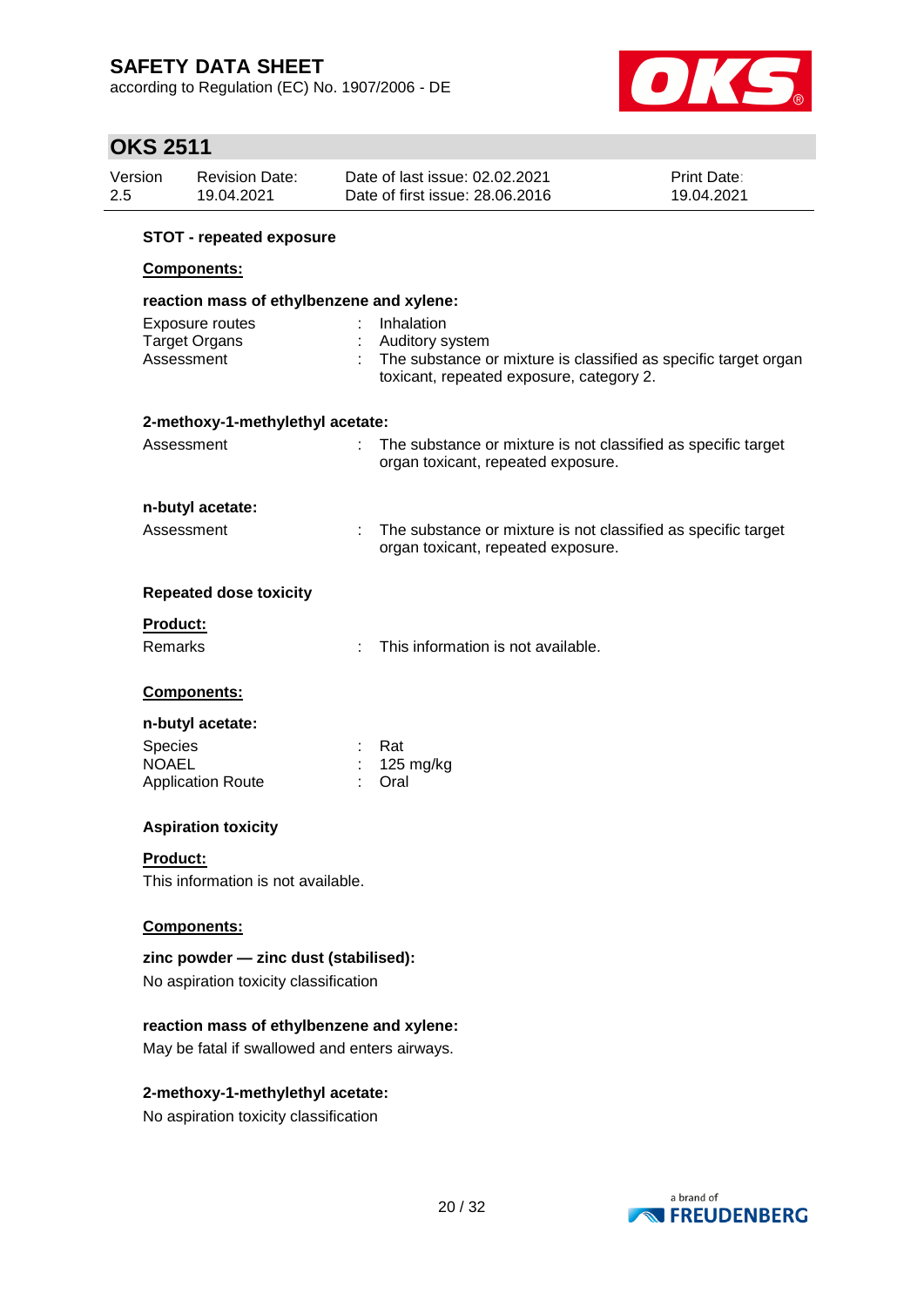**STOT - repeated exposure**

**Components:**

**reaction mass of ethylbenzene and xylene:**

| | | |
|---|---|---|
| Exposure routes | : | Inhalation |
| Target Organs | : | Auditory system |
| Assessment | : | The substance or mixture is classified as specific target organ toxicant, repeated exposure, category 2. |

**2-methoxy-1-methylethyl acetate:**

| | | |
|---|---|---|
| Assessment | : | The substance or mixture is not classified as specific target organ toxicant, repeated exposure. |

**n-butyl acetate:**

| | | |
|---|---|---|
| Assessment | : | The substance or mixture is not classified as specific target organ toxicant, repeated exposure. |

**Repeated dose toxicity**

**Product:**

| | | |
|---|---|---|
| Remarks | : | This information is not available. |

**Components:**

**n-butyl acetate:**

| | | |
|---|---|---|
| Species | : | Rat |
| NOAEL | : | 125 mg/kg |
| Application Route | : | Oral |

**Aspiration toxicity**

**Product:**

This information is not available.

**Components:**

**zinc powder — zinc dust (stabilised):**

No aspiration toxicity classification

**reaction mass of ethylbenzene and xylene:**

May be fatal if swallowed and enters airways.

**2-methoxy-1-methylethyl acetate:**

No aspiration toxicity classification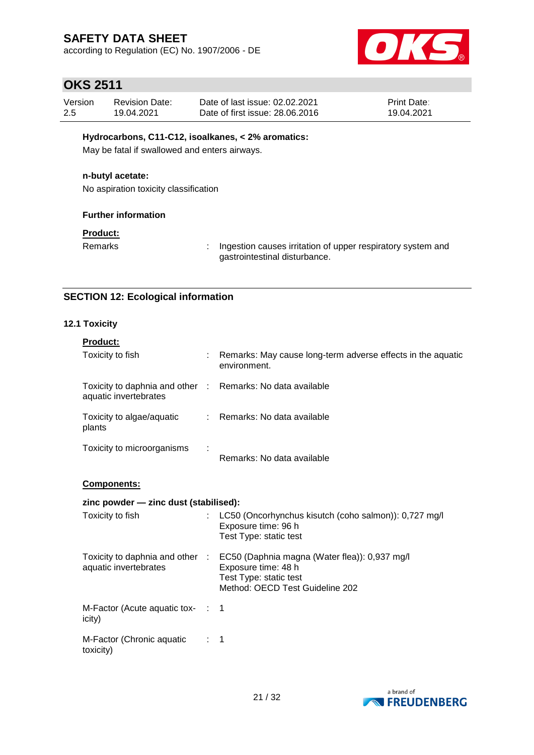**Hydrocarbons, C11-C12, isoalkanes, < 2% aromatics:**

May be fatal if swallowed and enters airways.

**n-butyl acetate:**

No aspiration toxicity classification

**Further information**

**Product:**

| | | |
|---|---|---|
| Remarks | : | Ingestion causes irritation of upper respiratory system and gastrointestinal disturbance. |

## SECTION 12: Ecological information

### 12.1 Toxicity

**Product:**

| | | |
|---|---|---|
| Toxicity to fish | : | Remarks: May cause long-term adverse effects in the aquatic environment. |
| Toxicity to daphnia and other aquatic invertebrates | : | Remarks: No data available |
| Toxicity to algae/aquatic plants | : | Remarks: No data available |
| Toxicity to microorganisms | : | Remarks: No data available |

**Components:**

**zinc powder — zinc dust (stabilised):**

| | | |
|---|---|---|
| Toxicity to fish | : | LC50 (Oncorhynchus kisutch (coho salmon)): 0,727 mg/l<br>Exposure time: 96 h<br>Test Type: static test |
| Toxicity to daphnia and other aquatic invertebrates | : | EC50 (Daphnia magna (Water flea)): 0,937 mg/l<br>Exposure time: 48 h<br>Test Type: static test<br>Method: OECD Test Guideline 202 |
| M-Factor (Acute aquatic toxicity) | : | 1 |
| M-Factor (Chronic aquatic toxicity) | : | 1 |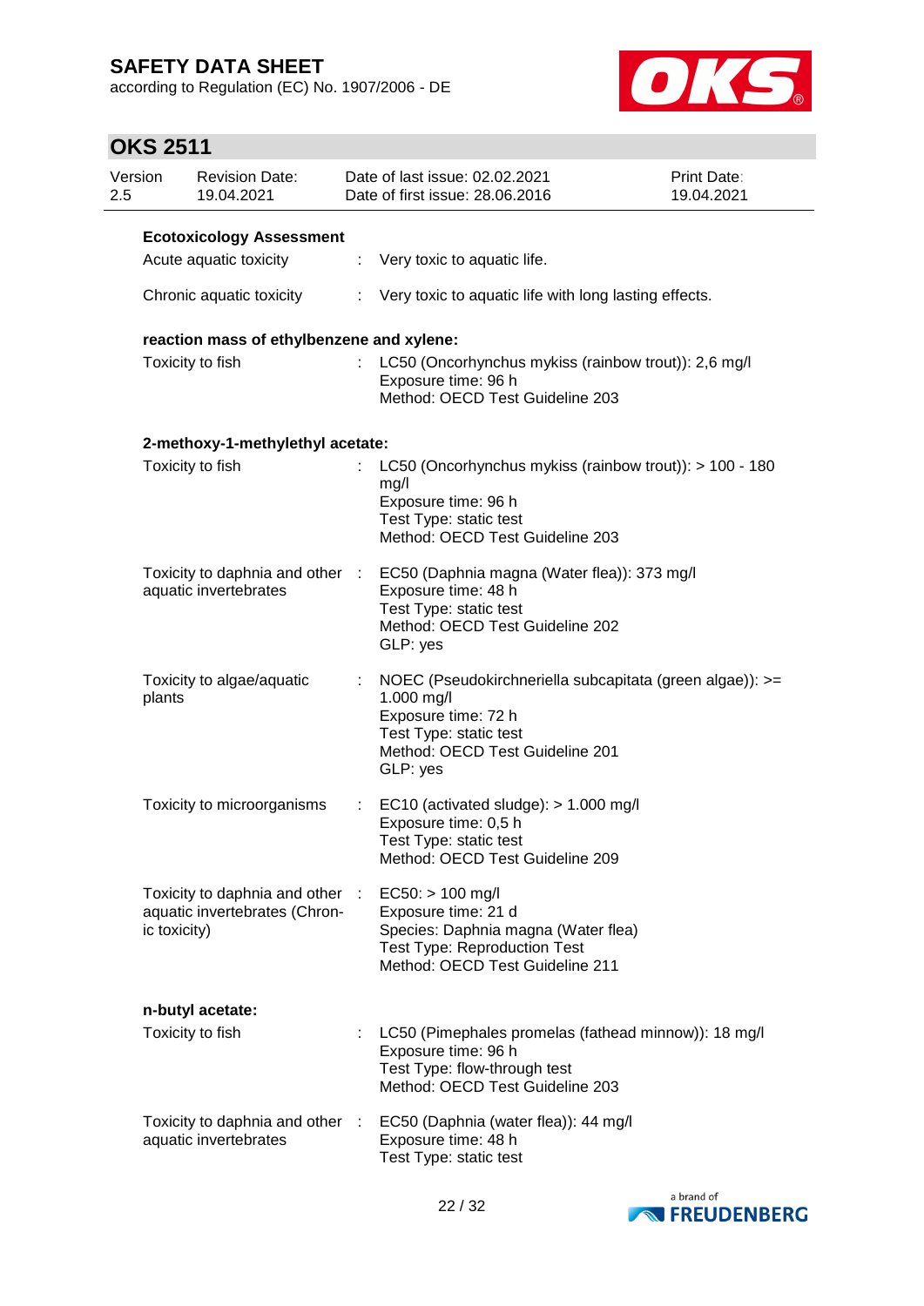**Ecotoxicology Assessment**

Acute aquatic toxicity : Very toxic to aquatic life.

Chronic aquatic toxicity : Very toxic to aquatic life with long lasting effects.

**reaction mass of ethylbenzene and xylene:**

Toxicity to fish : LC50 (Oncorhynchus mykiss (rainbow trout)): 2,6 mg/l
Exposure time: 96 h
Method: OECD Test Guideline 203

**2-methoxy-1-methylethyl acetate:**

Toxicity to fish : LC50 (Oncorhynchus mykiss (rainbow trout)): > 100 - 180 mg/l
Exposure time: 96 h
Test Type: static test
Method: OECD Test Guideline 203

Toxicity to daphnia and other aquatic invertebrates : EC50 (Daphnia magna (Water flea)): 373 mg/l
Exposure time: 48 h
Test Type: static test
Method: OECD Test Guideline 202
GLP: yes

Toxicity to algae/aquatic plants : NOEC (Pseudokirchneriella subcapitata (green algae)): >= 1.000 mg/l
Exposure time: 72 h
Test Type: static test
Method: OECD Test Guideline 201
GLP: yes

Toxicity to microorganisms : EC10 (activated sludge): > 1.000 mg/l
Exposure time: 0,5 h
Test Type: static test
Method: OECD Test Guideline 209

Toxicity to daphnia and other aquatic invertebrates (Chronic toxicity) : EC50: > 100 mg/l
Exposure time: 21 d
Species: Daphnia magna (Water flea)
Test Type: Reproduction Test
Method: OECD Test Guideline 211

**n-butyl acetate:**

Toxicity to fish : LC50 (Pimephales promelas (fathead minnow)): 18 mg/l
Exposure time: 96 h
Test Type: flow-through test
Method: OECD Test Guideline 203

Toxicity to daphnia and other aquatic invertebrates : EC50 (Daphnia (water flea)): 44 mg/l
Exposure time: 48 h
Test Type: static test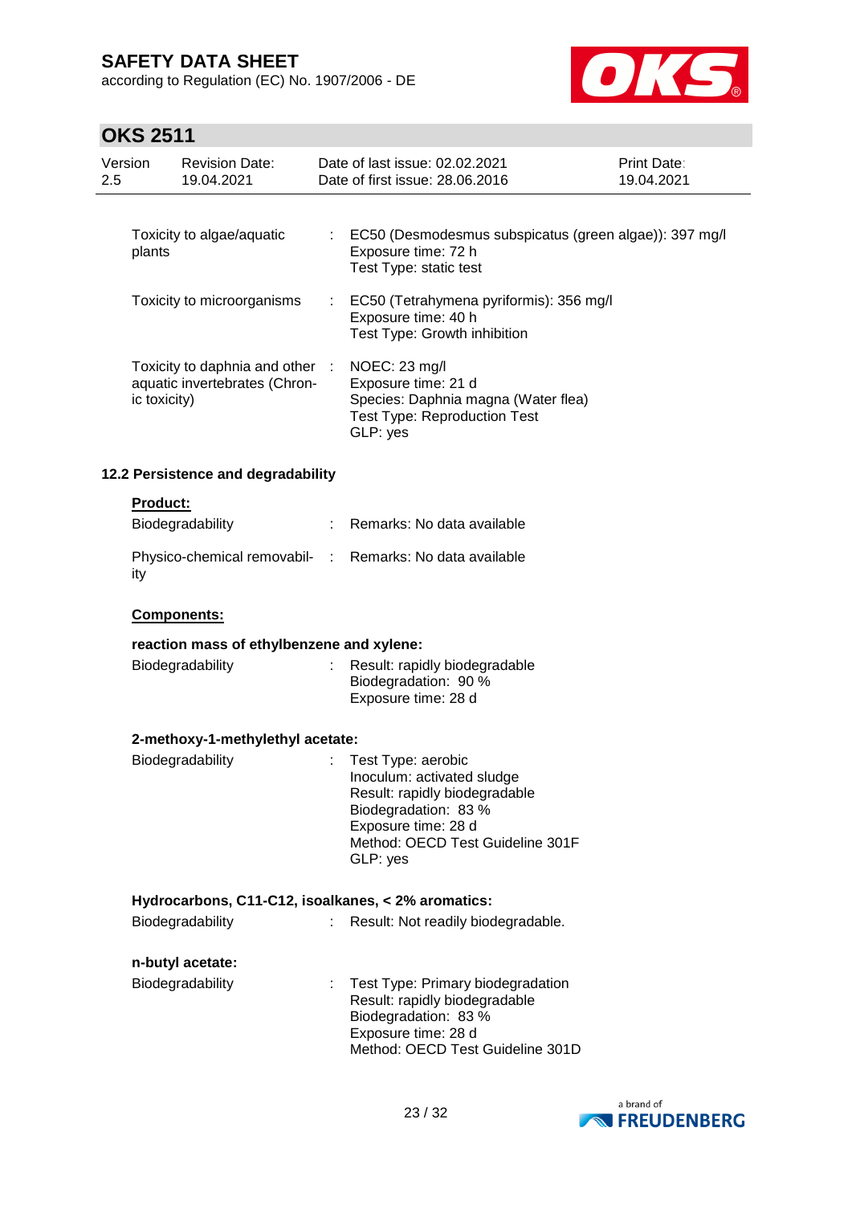| | | |
|---|---|---|
| Toxicity to algae/aquatic plants | : | EC50 (Desmodesmus subspicatus (green algae)): 397 mg/l<br>Exposure time: 72 h<br>Test Type: static test |
| Toxicity to microorganisms | : | EC50 (Tetrahymena pyriformis): 356 mg/l<br>Exposure time: 40 h<br>Test Type: Growth inhibition |
| Toxicity to daphnia and other aquatic invertebrates (Chronic toxicity) | : | NOEC: 23 mg/l<br>Exposure time: 21 d<br>Species: Daphnia magna (Water flea)<br>Test Type: Reproduction Test<br>GLP: yes |

### 12.2 Persistence and degradability

**Product:**

| | | |
|---|---|---|
| Biodegradability | : | Remarks: No data available |
| Physico-chemical removability | : | Remarks: No data available |

**Components:**

**reaction mass of ethylbenzene and xylene:**

| | | |
|---|---|---|
| Biodegradability | : | Result: rapidly biodegradable<br>Biodegradation: 90 %<br>Exposure time: 28 d |

**2-methoxy-1-methylethyl acetate:**

| | | |
|---|---|---|
| Biodegradability | : | Test Type: aerobic<br>Inoculum: activated sludge<br>Result: rapidly biodegradable<br>Biodegradation: 83 %<br>Exposure time: 28 d<br>Method: OECD Test Guideline 301F<br>GLP: yes |

**Hydrocarbons, C11-C12, isoalkanes, < 2% aromatics:**

| | | |
|---|---|---|
| Biodegradability | : | Result: Not readily biodegradable. |

**n-butyl acetate:**

| | | |
|---|---|---|
| Biodegradability | : | Test Type: Primary biodegradation<br>Result: rapidly biodegradable<br>Biodegradation: 83 %<br>Exposure time: 28 d<br>Method: OECD Test Guideline 301D |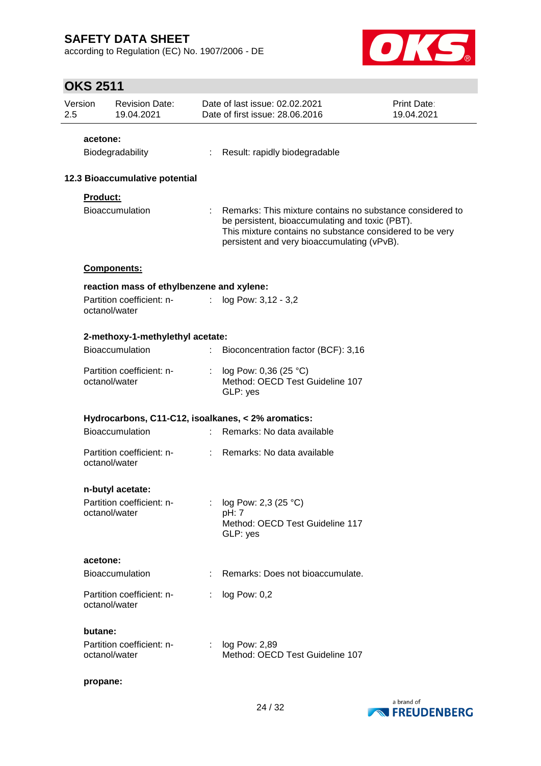**acetone:**

Biodegradability : Result: rapidly biodegradable

### 12.3 Bioaccumulative potential

**Product:**

Bioaccumulation : Remarks: This mixture contains no substance considered to be persistent, bioaccumulating and toxic (PBT).
This mixture contains no substance considered to be very persistent and very bioaccumulating (vPvB).

**Components:**

**reaction mass of ethylbenzene and xylene:**

Partition coefficient: n-octanol/water : log Pow: 3,12 - 3,2

**2-methoxy-1-methylethyl acetate:**

Bioaccumulation : Bioconcentration factor (BCF): 3,16

Partition coefficient: n-octanol/water : log Pow: 0,36 (25 °C)
Method: OECD Test Guideline 107
GLP: yes

**Hydrocarbons, C11-C12, isoalkanes, < 2% aromatics:**

Bioaccumulation : Remarks: No data available

Partition coefficient: n-octanol/water : Remarks: No data available

**n-butyl acetate:**

Partition coefficient: n-octanol/water : log Pow: 2,3 (25 °C)
pH: 7
Method: OECD Test Guideline 117
GLP: yes

**acetone:**

Bioaccumulation : Remarks: Does not bioaccumulate.

Partition coefficient: n-octanol/water : log Pow: 0,2

**butane:**

Partition coefficient: n-octanol/water : log Pow: 2,89
Method: OECD Test Guideline 107

**propane:**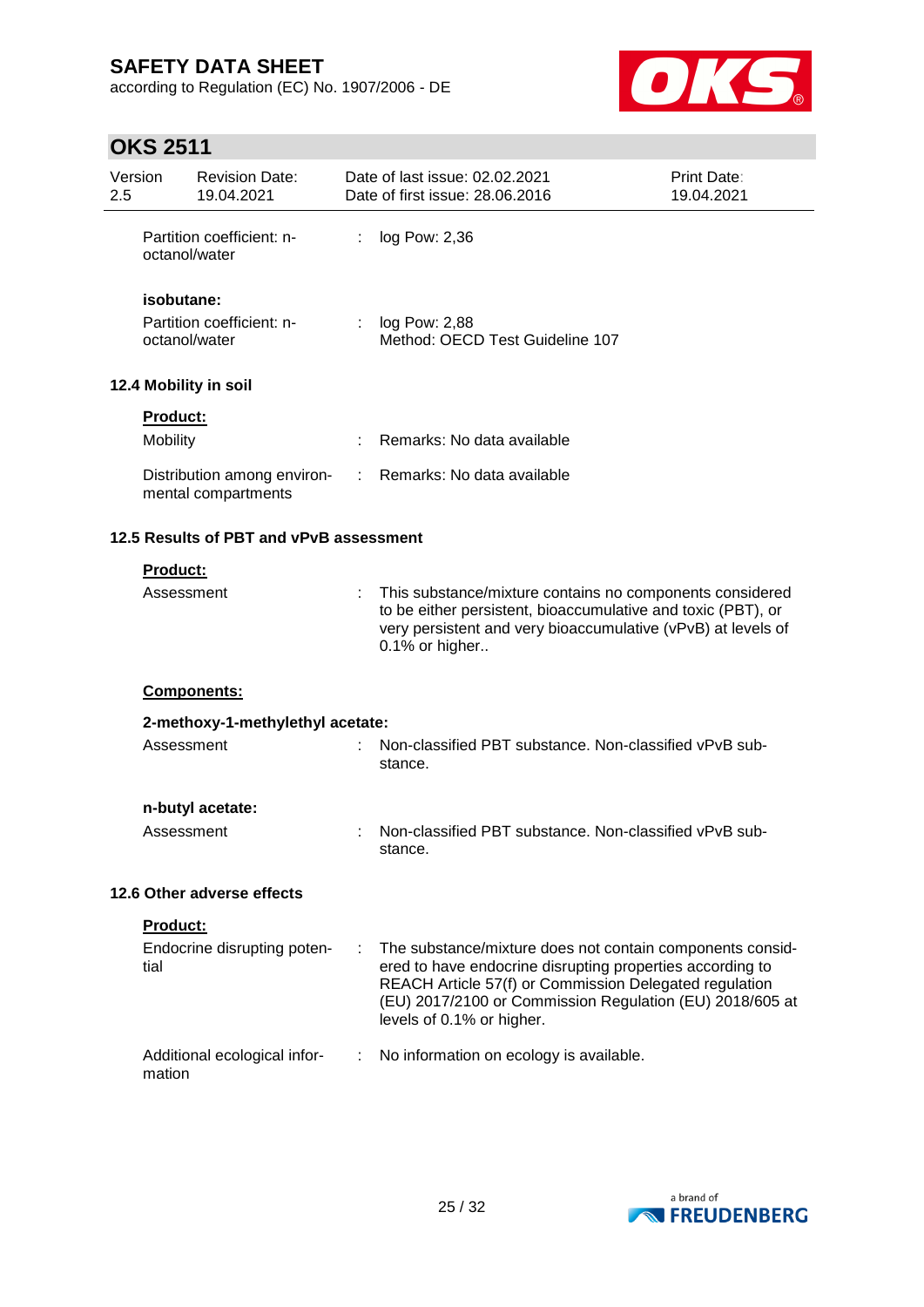| | | |
|---|---|---|
| Partition coefficient: n-octanol/water | : | log Pow: 2,36 |

**isobutane:**

| | | |
|---|---|---|
| Partition coefficient: n-octanol/water | : | log Pow: 2,88<br>Method: OECD Test Guideline 107 |

### 12.4 Mobility in soil

**Product:**

| | | |
|---|---|---|
| Mobility | : | Remarks: No data available |
| Distribution among environmental compartments | : | Remarks: No data available |

### 12.5 Results of PBT and vPvB assessment

**Product:**

| | | |
|---|---|---|
| Assessment | : | This substance/mixture contains no components considered to be either persistent, bioaccumulative and toxic (PBT), or very persistent and very bioaccumulative (vPvB) at levels of 0.1% or higher.. |

**Components:**

**2-methoxy-1-methylethyl acetate:**

| | | |
|---|---|---|
| Assessment | : | Non-classified PBT substance. Non-classified vPvB substance. |

**n-butyl acetate:**

| | | |
|---|---|---|
| Assessment | : | Non-classified PBT substance. Non-classified vPvB substance. |

### 12.6 Other adverse effects

**Product:**

| | | |
|---|---|---|
| Endocrine disrupting potential | : | The substance/mixture does not contain components considered to have endocrine disrupting properties according to REACH Article 57(f) or Commission Delegated regulation (EU) 2017/2100 or Commission Regulation (EU) 2018/605 at levels of 0.1% or higher. |
| Additional ecological information | : | No information on ecology is available. |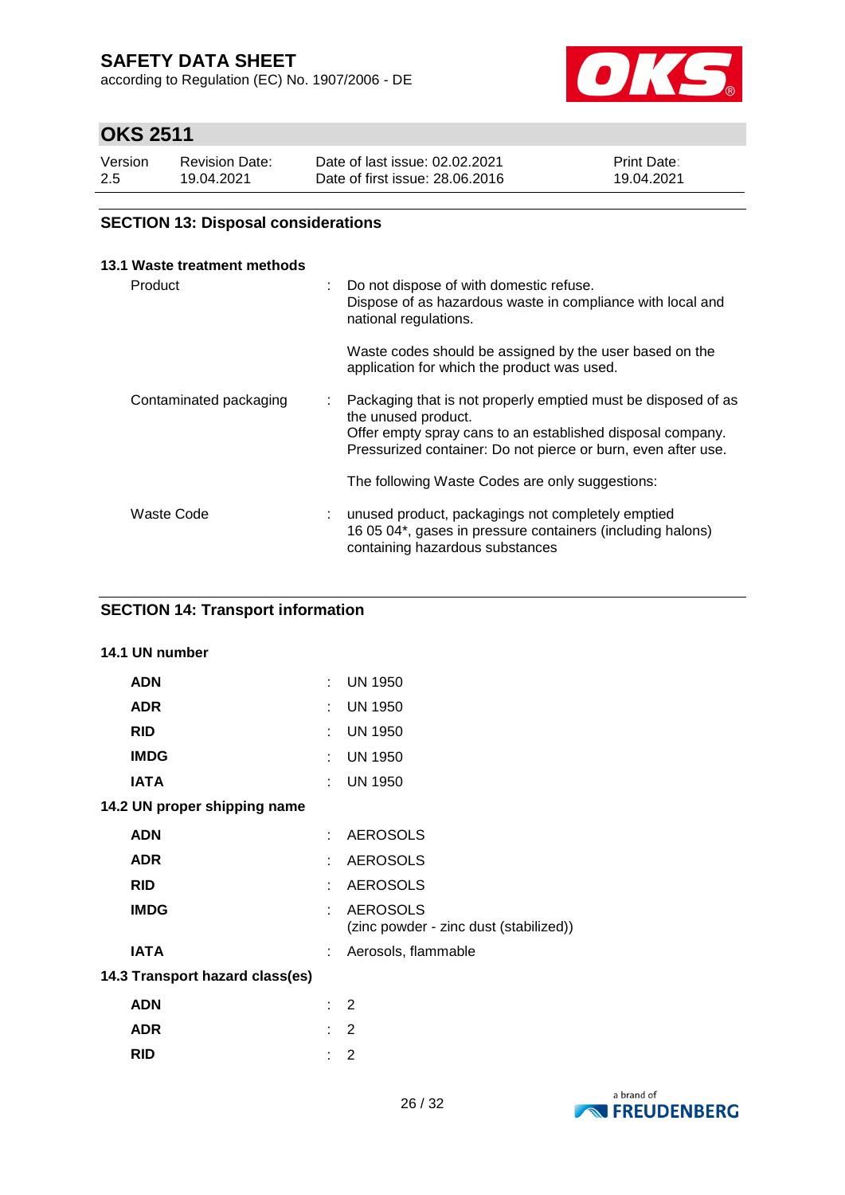## SECTION 13: Disposal considerations

### 13.1 Waste treatment methods

| | | |
|---|---|---|
| Product | : | Do not dispose of with domestic refuse.<br>Dispose of as hazardous waste in compliance with local and national regulations.<br><br>Waste codes should be assigned by the user based on the application for which the product was used. |
| Contaminated packaging | : | Packaging that is not properly emptied must be disposed of as the unused product.<br>Offer empty spray cans to an established disposal company.<br>Pressurized container: Do not pierce or burn, even after use.<br><br>The following Waste Codes are only suggestions: |
| Waste Code | : | unused product, packagings not completely emptied<br>16 05 04*, gases in pressure containers (including halons) containing hazardous substances |

## SECTION 14: Transport information

### 14.1 UN number

| | | |
|---|---|---|
| **ADN** | : | UN 1950 |
| **ADR** | : | UN 1950 |
| **RID** | : | UN 1950 |
| **IMDG** | : | UN 1950 |
| **IATA** | : | UN 1950 |

### 14.2 UN proper shipping name

| | | |
|---|---|---|
| **ADN** | : | AEROSOLS |
| **ADR** | : | AEROSOLS |
| **RID** | : | AEROSOLS |
| **IMDG** | : | AEROSOLS<br>(zinc powder - zinc dust (stabilized)) |
| **IATA** | : | Aerosols, flammable |

### 14.3 Transport hazard class(es)

| | | |
|---|---|---|
| **ADN** | : | 2 |
| **ADR** | : | 2 |
| **RID** | : | 2 |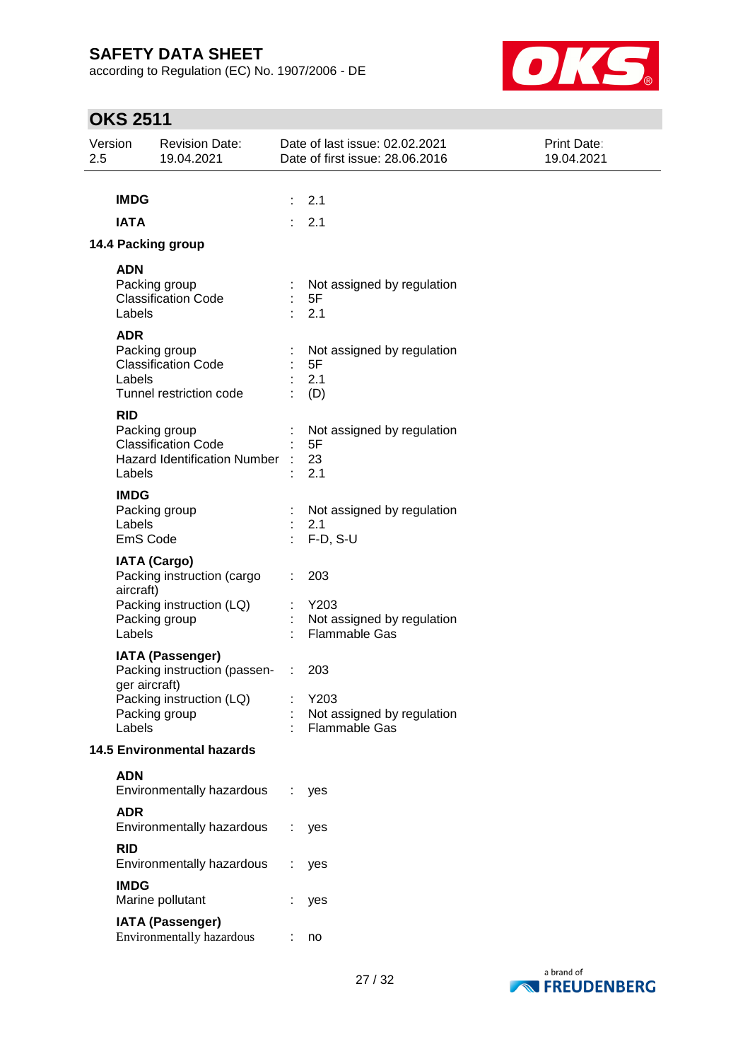| | | |
|---|---|---|
| **IMDG** | : | 2.1 |
| **IATA** | : | 2.1 |

**14.4 Packing group**

**ADN**

| | | |
|---|---|---|
| Packing group | : | Not assigned by regulation |
| Classification Code | : | 5F |
| Labels | : | 2.1 |

**ADR**

| | | |
|---|---|---|
| Packing group | : | Not assigned by regulation |
| Classification Code | : | 5F |
| Labels | : | 2.1 |
| Tunnel restriction code | : | (D) |

**RID**

| | | |
|---|---|---|
| Packing group | : | Not assigned by regulation |
| Classification Code | : | 5F |
| Hazard Identification Number | : | 23 |
| Labels | : | 2.1 |

**IMDG**

| | | |
|---|---|---|
| Packing group | : | Not assigned by regulation |
| Labels | : | 2.1 |
| EmS Code | : | F-D, S-U |

**IATA (Cargo)**

| | | |
|---|---|---|
| Packing instruction (cargo aircraft) | : | 203 |
| Packing instruction (LQ) | : | Y203 |
| Packing group | : | Not assigned by regulation |
| Labels | : | Flammable Gas |

**IATA (Passenger)**

| | | |
|---|---|---|
| Packing instruction (passenger aircraft) | : | 203 |
| Packing instruction (LQ) | : | Y203 |
| Packing group | : | Not assigned by regulation |
| Labels | : | Flammable Gas |

**14.5 Environmental hazards**

**ADN**

| | | |
|---|---|---|
| Environmentally hazardous | : | yes |

**ADR**

| | | |
|---|---|---|
| Environmentally hazardous | : | yes |

**RID**

| | | |
|---|---|---|
| Environmentally hazardous | : | yes |

**IMDG**

| | | |
|---|---|---|
| Marine pollutant | : | yes |

**IATA (Passenger)**

| | | |
|---|---|---|
| Environmentally hazardous | : | no |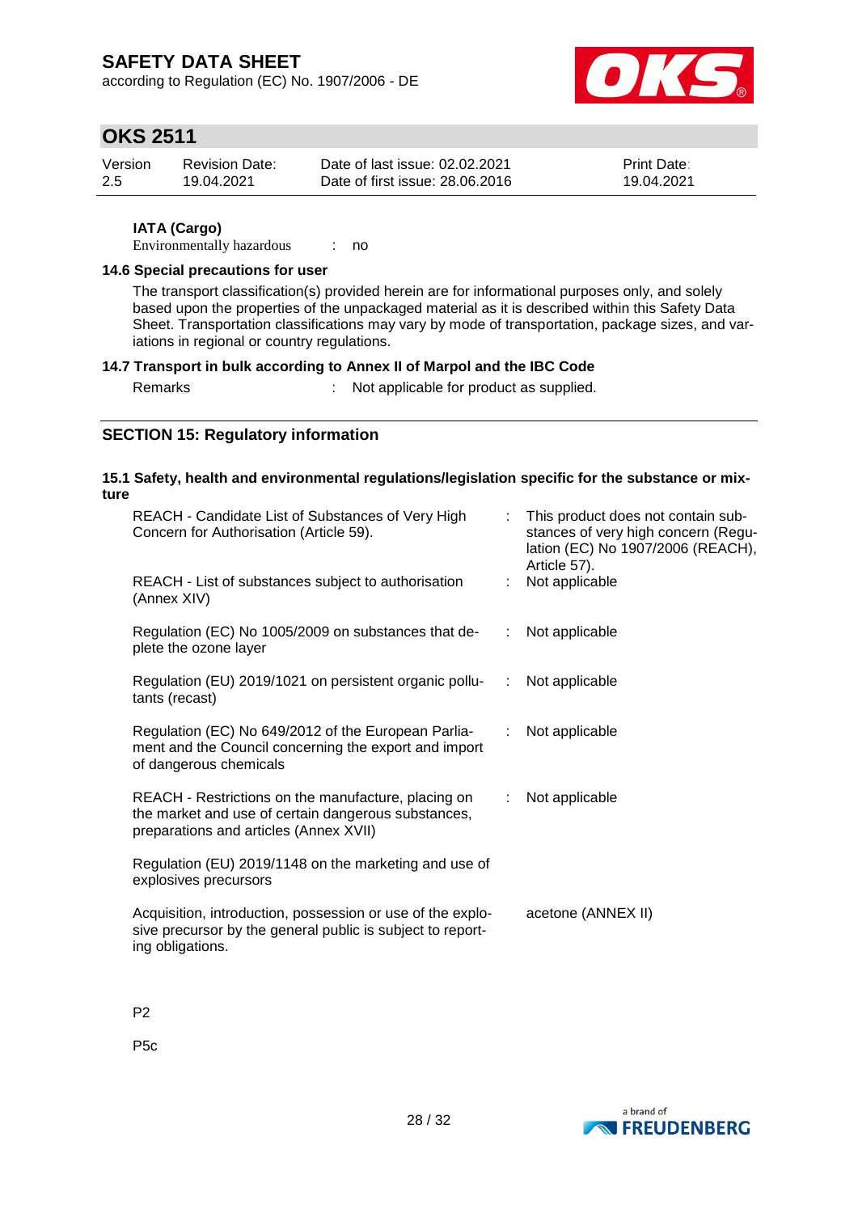**IATA (Cargo)**

Environmentally hazardous : no

**14.6 Special precautions for user**

The transport classification(s) provided herein are for informational purposes only, and solely based upon the properties of the unpackaged material as it is described within this Safety Data Sheet. Transportation classifications may vary by mode of transportation, package sizes, and variations in regional or country regulations.

**14.7 Transport in bulk according to Annex II of Marpol and the IBC Code**

Remarks : Not applicable for product as supplied.

## SECTION 15: Regulatory information

**15.1 Safety, health and environmental regulations/legislation specific for the substance or mixture**

| | | |
|---|---|---|
| REACH - Candidate List of Substances of Very High Concern for Authorisation (Article 59). | : | This product does not contain substances of very high concern (Regulation (EC) No 1907/2006 (REACH), Article 57). |
| REACH - List of substances subject to authorisation (Annex XIV) | : | Not applicable |
| Regulation (EC) No 1005/2009 on substances that deplete the ozone layer | : | Not applicable |
| Regulation (EU) 2019/1021 on persistent organic pollutants (recast) | : | Not applicable |
| Regulation (EC) No 649/2012 of the European Parliament and the Council concerning the export and import of dangerous chemicals | : | Not applicable |
| REACH - Restrictions on the manufacture, placing on the market and use of certain dangerous substances, preparations and articles (Annex XVII) | : | Not applicable |
| Regulation (EU) 2019/1148 on the marketing and use of explosives precursors | | |
| Acquisition, introduction, possession or use of the explosive precursor by the general public is subject to reporting obligations. | | acetone (ANNEX II) |

P2

P5c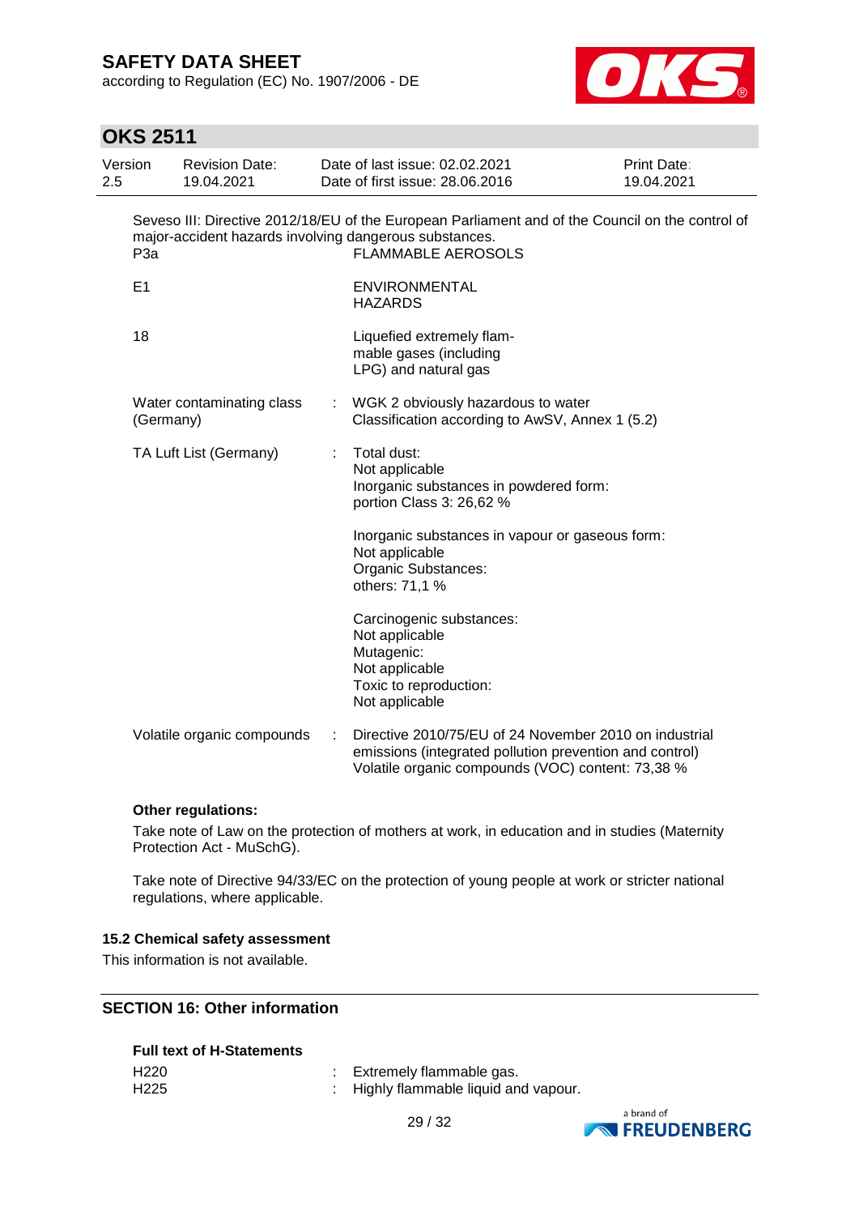Seveso III: Directive 2012/18/EU of the European Parliament and of the Council on the control of major-accident hazards involving dangerous substances.

| | |
|---|---|
| P3a | FLAMMABLE AEROSOLS |
| E1 | ENVIRONMENTAL HAZARDS |
| 18 | Liquefied extremely flammable gases (including LPG) and natural gas |

Water contaminating class (Germany) : WGK 2 obviously hazardous to water
Classification according to AwSV, Annex 1 (5.2)

TA Luft List (Germany) : Total dust:
Not applicable
Inorganic substances in powdered form:
portion Class 3: 26,62 %

Inorganic substances in vapour or gaseous form:
Not applicable
Organic Substances:
others: 71,1 %

Carcinogenic substances:
Not applicable
Mutagenic:
Not applicable
Toxic to reproduction:
Not applicable

Volatile organic compounds : Directive 2010/75/EU of 24 November 2010 on industrial emissions (integrated pollution prevention and control)
Volatile organic compounds (VOC) content: 73,38 %

**Other regulations:**

Take note of Law on the protection of mothers at work, in education and in studies (Maternity Protection Act - MuSchG).

Take note of Directive 94/33/EC on the protection of young people at work or stricter national regulations, where applicable.

### 15.2 Chemical safety assessment

This information is not available.

## SECTION 16: Other information

**Full text of H-Statements**

| | |
|---|---|
| H220 | : Extremely flammable gas. |
| H225 | : Highly flammable liquid and vapour. |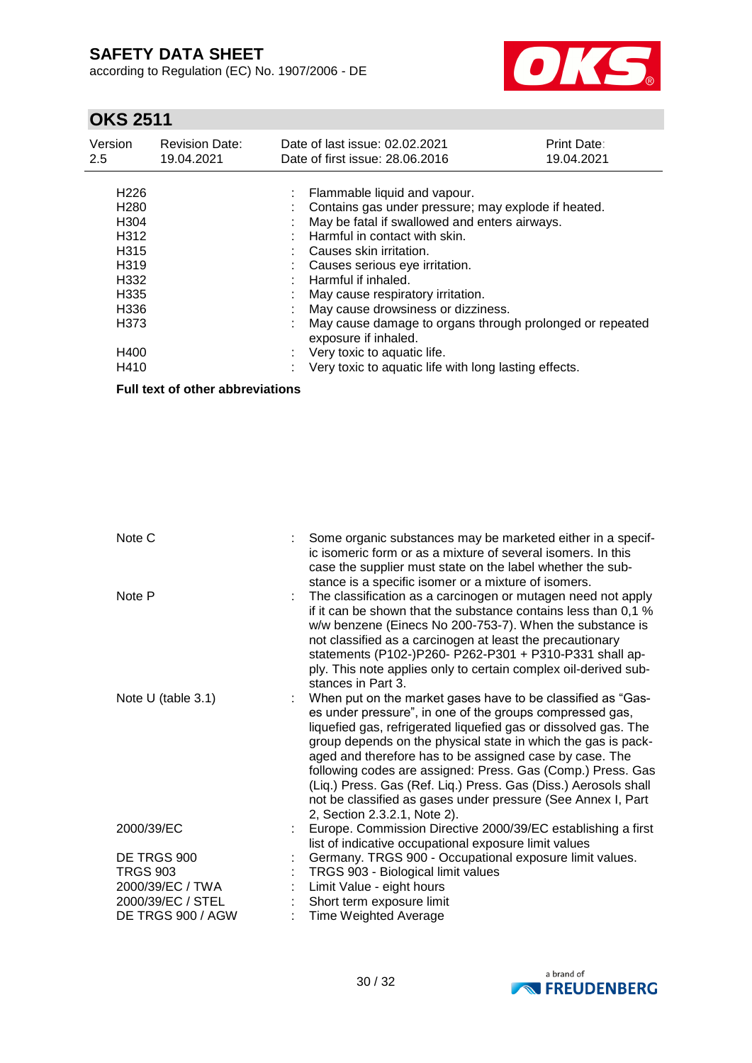| | | |
|---|---|---|
| H226 | : | Flammable liquid and vapour. |
| H280 | : | Contains gas under pressure; may explode if heated. |
| H304 | : | May be fatal if swallowed and enters airways. |
| H312 | : | Harmful in contact with skin. |
| H315 | : | Causes skin irritation. |
| H319 | : | Causes serious eye irritation. |
| H332 | : | Harmful if inhaled. |
| H335 | : | May cause respiratory irritation. |
| H336 | : | May cause drowsiness or dizziness. |
| H373 | : | May cause damage to organs through prolonged or repeated exposure if inhaled. |
| H400 | : | Very toxic to aquatic life. |
| H410 | : | Very toxic to aquatic life with long lasting effects. |

**Full text of other abbreviations**

| | | |
|---|---|---|
| Note C | : | Some organic substances may be marketed either in a specific isomeric form or as a mixture of several isomers. In this case the supplier must state on the label whether the substance is a specific isomer or a mixture of isomers. |
| Note P | : | The classification as a carcinogen or mutagen need not apply if it can be shown that the substance contains less than 0,1 % w/w benzene (Einecs No 200-753-7). When the substance is not classified as a carcinogen at least the precautionary statements (P102-)P260- P262-P301 + P310-P331 shall apply. This note applies only to certain complex oil-derived substances in Part 3. |
| Note U (table 3.1) | : | When put on the market gases have to be classified as "Gases under pressure", in one of the groups compressed gas, liquefied gas, refrigerated liquefied gas or dissolved gas. The group depends on the physical state in which the gas is packaged and therefore has to be assigned case by case. The following codes are assigned: Press. Gas (Comp.) Press. Gas (Liq.) Press. Gas (Ref. Liq.) Press. Gas (Diss.) Aerosols shall not be classified as gases under pressure (See Annex I, Part 2, Section 2.3.2.1, Note 2). |
| 2000/39/EC | : | Europe. Commission Directive 2000/39/EC establishing a first list of indicative occupational exposure limit values |
| DE TRGS 900 | : | Germany. TRGS 900 - Occupational exposure limit values. |
| TRGS 903 | : | TRGS 903 - Biological limit values |
| 2000/39/EC / TWA | : | Limit Value - eight hours |
| 2000/39/EC / STEL | : | Short term exposure limit |
| DE TRGS 900 / AGW | : | Time Weighted Average |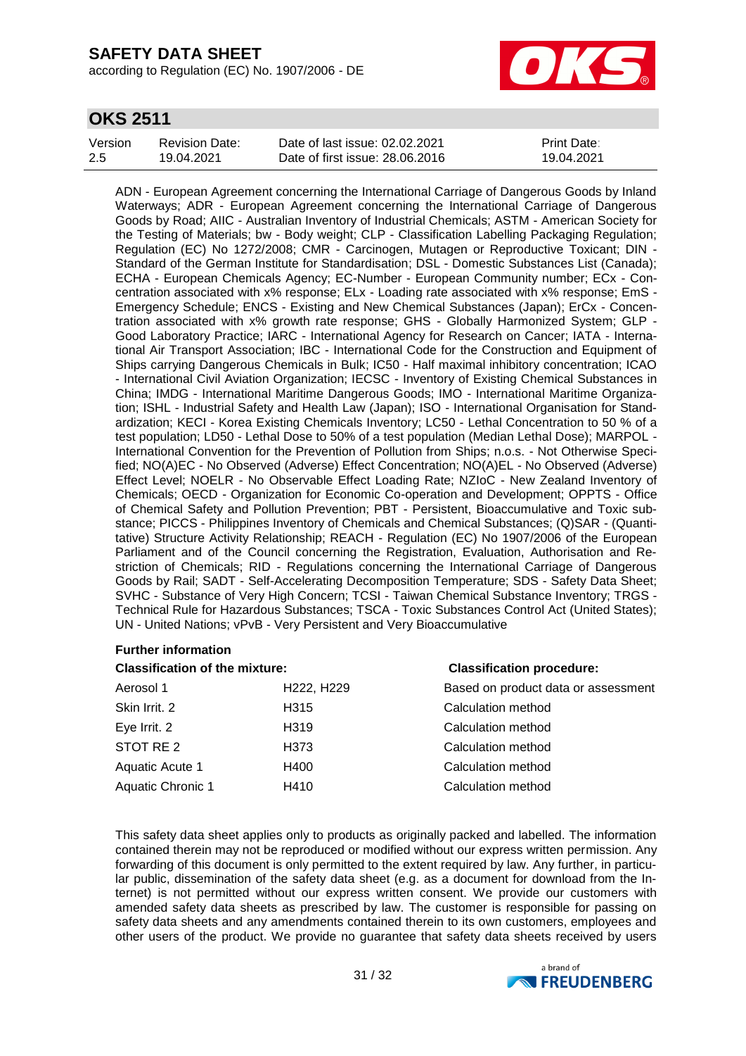ADN - European Agreement concerning the International Carriage of Dangerous Goods by Inland Waterways; ADR - European Agreement concerning the International Carriage of Dangerous Goods by Road; AIIC - Australian Inventory of Industrial Chemicals; ASTM - American Society for the Testing of Materials; bw - Body weight; CLP - Classification Labelling Packaging Regulation; Regulation (EC) No 1272/2008; CMR - Carcinogen, Mutagen or Reproductive Toxicant; DIN - Standard of the German Institute for Standardisation; DSL - Domestic Substances List (Canada); ECHA - European Chemicals Agency; EC-Number - European Community number; ECx - Concentration associated with x% response; ELx - Loading rate associated with x% response; EmS - Emergency Schedule; ENCS - Existing and New Chemical Substances (Japan); ErCx - Concentration associated with x% growth rate response; GHS - Globally Harmonized System; GLP - Good Laboratory Practice; IARC - International Agency for Research on Cancer; IATA - International Air Transport Association; IBC - International Code for the Construction and Equipment of Ships carrying Dangerous Chemicals in Bulk; IC50 - Half maximal inhibitory concentration; ICAO - International Civil Aviation Organization; IECSC - Inventory of Existing Chemical Substances in China; IMDG - International Maritime Dangerous Goods; IMO - International Maritime Organization; ISHL - Industrial Safety and Health Law (Japan); ISO - International Organisation for Standardization; KECI - Korea Existing Chemicals Inventory; LC50 - Lethal Concentration to 50 % of a test population; LD50 - Lethal Dose to 50% of a test population (Median Lethal Dose); MARPOL - International Convention for the Prevention of Pollution from Ships; n.o.s. - Not Otherwise Specified; NO(A)EC - No Observed (Adverse) Effect Concentration; NO(A)EL - No Observed (Adverse) Effect Level; NOELR - No Observable Effect Loading Rate; NZIoC - New Zealand Inventory of Chemicals; OECD - Organization for Economic Co-operation and Development; OPPTS - Office of Chemical Safety and Pollution Prevention; PBT - Persistent, Bioaccumulative and Toxic substance; PICCS - Philippines Inventory of Chemicals and Chemical Substances; (Q)SAR - (Quantitative) Structure Activity Relationship; REACH - Regulation (EC) No 1907/2006 of the European Parliament and of the Council concerning the Registration, Evaluation, Authorisation and Restriction of Chemicals; RID - Regulations concerning the International Carriage of Dangerous Goods by Rail; SADT - Self-Accelerating Decomposition Temperature; SDS - Safety Data Sheet; SVHC - Substance of Very High Concern; TCSI - Taiwan Chemical Substance Inventory; TRGS - Technical Rule for Hazardous Substances; TSCA - Toxic Substances Control Act (United States); UN - United Nations; vPvB - Very Persistent and Very Bioaccumulative

**Further information**

| **Classification of the mixture:** | | **Classification procedure:** |
|---|---|---|
| Aerosol 1 | H222, H229 | Based on product data or assessment |
| Skin Irrit. 2 | H315 | Calculation method |
| Eye Irrit. 2 | H319 | Calculation method |
| STOT RE 2 | H373 | Calculation method |
| Aquatic Acute 1 | H400 | Calculation method |
| Aquatic Chronic 1 | H410 | Calculation method |

This safety data sheet applies only to products as originally packed and labelled. The information contained therein may not be reproduced or modified without our express written permission. Any forwarding of this document is only permitted to the extent required by law. Any further, in particular public, dissemination of the safety data sheet (e.g. as a document for download from the Internet) is not permitted without our express written consent. We provide our customers with amended safety data sheets as prescribed by law. The customer is responsible for passing on safety data sheets and any amendments contained therein to its own customers, employees and other users of the product. We provide no guarantee that safety data sheets received by users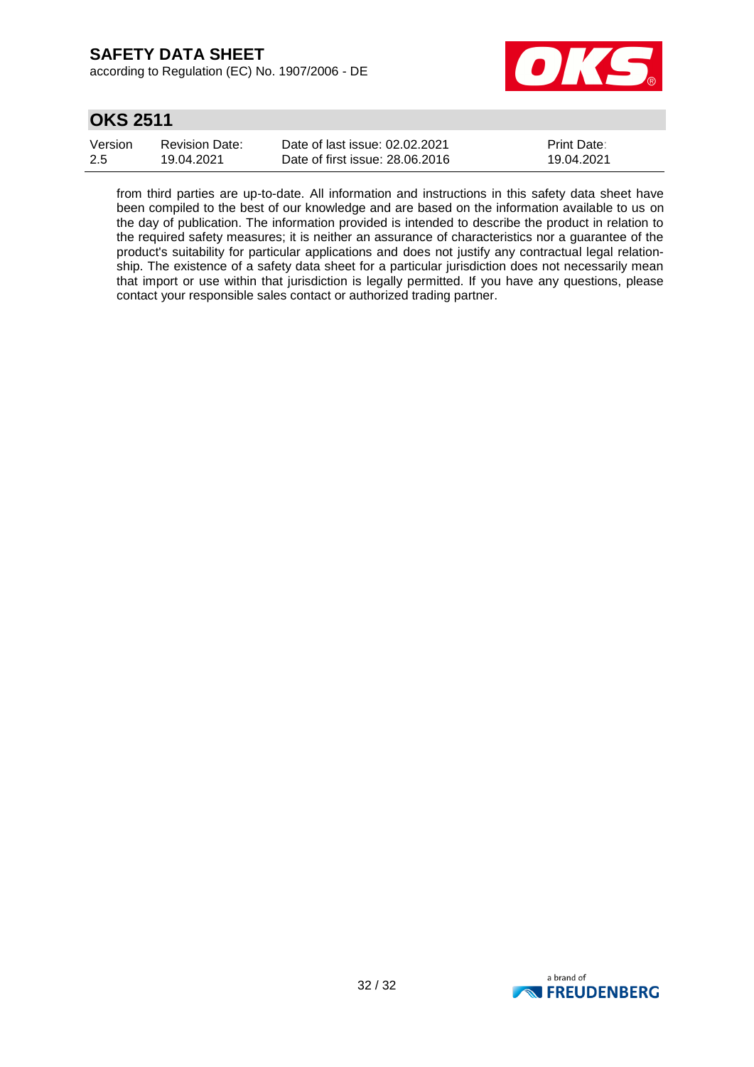from third parties are up-to-date. All information and instructions in this safety data sheet have been compiled to the best of our knowledge and are based on the information available to us on the day of publication. The information provided is intended to describe the product in relation to the required safety measures; it is neither an assurance of characteristics nor a guarantee of the product's suitability for particular applications and does not justify any contractual legal relationship. The existence of a safety data sheet for a particular jurisdiction does not necessarily mean that import or use within that jurisdiction is legally permitted. If you have any questions, please contact your responsible sales contact or authorized trading partner.